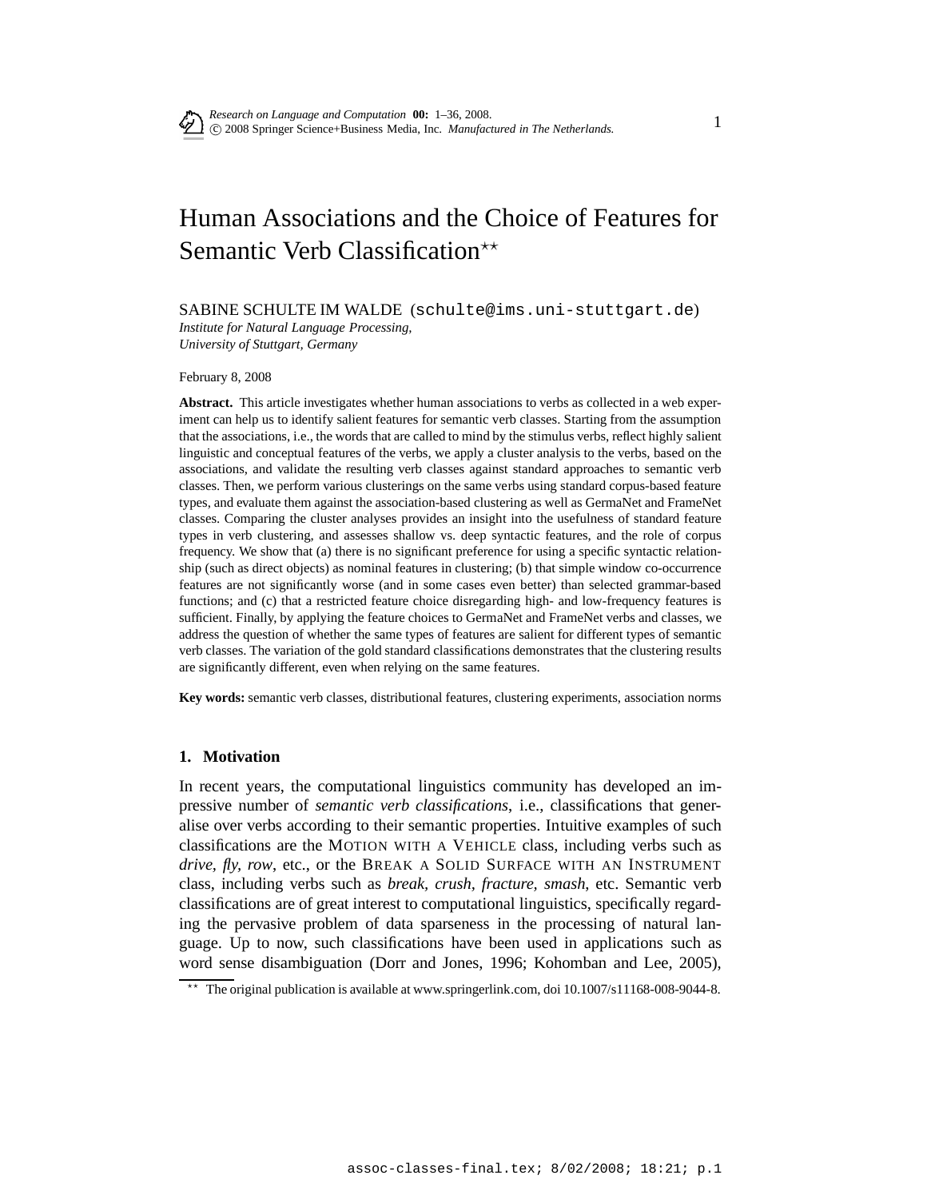# Human Associations and the Choice of Features for Semantic Verb Classification[**]

SABINE SCHULTE IM WALDE (schulte@ims.uni-stuttgart.de)
*Institute for Natural Language Processing,*
*University of Stuttgart, Germany*

February 8, 2008

**Abstract.** This article investigates whether human associations to verbs as collected in a web experiment can help us to identify salient features for semantic verb classes. Starting from the assumption that the associations, i.e., the words that are called to mind by the stimulus verbs, reflect highly salient linguistic and conceptual features of the verbs, we apply a cluster analysis to the verbs, based on the associations, and validate the resulting verb classes against standard approaches to semantic verb classes. Then, we perform various clusterings on the same verbs using standard corpus-based feature types, and evaluate them against the association-based clustering as well as GermaNet and FrameNet classes. Comparing the cluster analyses provides an insight into the usefulness of standard feature types in verb clustering, and assesses shallow vs. deep syntactic features, and the role of corpus frequency. We show that (a) there is no significant preference for using a specific syntactic relationship (such as direct objects) as nominal features in clustering; (b) that simple window co-occurrence features are not significantly worse (and in some cases even better) than selected grammar-based functions; and (c) that a restricted feature choice disregarding high- and low-frequency features is sufficient. Finally, by applying the feature choices to GermaNet and FrameNet verbs and classes, we address the question of whether the same types of features are salient for different types of semantic verb classes. The variation of the gold standard classifications demonstrates that the clustering results are significantly different, even when relying on the same features.

**Key words:** semantic verb classes, distributional features, clustering experiments, association norms

## 1. Motivation

In recent years, the computational linguistics community has developed an impressive number of *semantic verb classifications*, i.e., classifications that generalise over verbs according to their semantic properties. Intuitive examples of such classifications are the MOTION WITH A VEHICLE class, including verbs such as *drive*, *fly*, *row*, etc., or the BREAK A SOLID SURFACE WITH AN INSTRUMENT class, including verbs such as *break*, *crush*, *fracture*, *smash*, etc. Semantic verb classifications are of great interest to computational linguistics, specifically regarding the pervasive problem of data sparseness in the processing of natural language. Up to now, such classifications have been used in applications such as word sense disambiguation (Dorr and Jones, 1996; Kohomban and Lee, 2005),

[**] The original publication is available at www.springerlink.com, doi 10.1007/s11168-008-9044-8.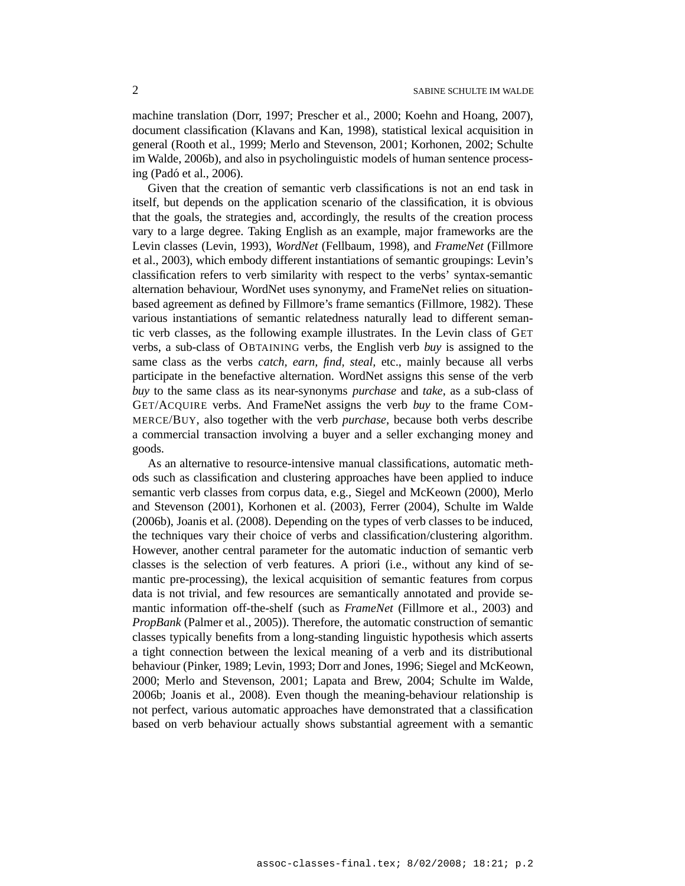machine translation (Dorr, 1997; Prescher et al., 2000; Koehn and Hoang, 2007), document classification (Klavans and Kan, 1998), statistical lexical acquisition in general (Rooth et al., 1999; Merlo and Stevenson, 2001; Korhonen, 2002; Schulte im Walde, 2006b), and also in psycholinguistic models of human sentence processing (Padó et al., 2006).

Given that the creation of semantic verb classifications is not an end task in itself, but depends on the application scenario of the classification, it is obvious that the goals, the strategies and, accordingly, the results of the creation process vary to a large degree. Taking English as an example, major frameworks are the Levin classes (Levin, 1993), *WordNet* (Fellbaum, 1998), and *FrameNet* (Fillmore et al., 2003), which embody different instantiations of semantic groupings: Levin's classification refers to verb similarity with respect to the verbs' syntax-semantic alternation behaviour, WordNet uses synonymy, and FrameNet relies on situation-based agreement as defined by Fillmore's frame semantics (Fillmore, 1982). These various instantiations of semantic relatedness naturally lead to different semantic verb classes, as the following example illustrates. In the Levin class of GET verbs, a sub-class of OBTAINING verbs, the English verb *buy* is assigned to the same class as the verbs *catch, earn, find, steal,* etc., mainly because all verbs participate in the benefactive alternation. WordNet assigns this sense of the verb *buy* to the same class as its near-synonyms *purchase* and *take*, as a sub-class of GET/ACQUIRE verbs. And FrameNet assigns the verb *buy* to the frame COMMERCE/BUY, also together with the verb *purchase*, because both verbs describe a commercial transaction involving a buyer and a seller exchanging money and goods.

As an alternative to resource-intensive manual classifications, automatic methods such as classification and clustering approaches have been applied to induce semantic verb classes from corpus data, e.g., Siegel and McKeown (2000), Merlo and Stevenson (2001), Korhonen et al. (2003), Ferrer (2004), Schulte im Walde (2006b), Joanis et al. (2008). Depending on the types of verb classes to be induced, the techniques vary their choice of verbs and classification/clustering algorithm. However, another central parameter for the automatic induction of semantic verb classes is the selection of verb features. A priori (i.e., without any kind of semantic pre-processing), the lexical acquisition of semantic features from corpus data is not trivial, and few resources are semantically annotated and provide semantic information off-the-shelf (such as *FrameNet* (Fillmore et al., 2003) and *PropBank* (Palmer et al., 2005)). Therefore, the automatic construction of semantic classes typically benefits from a long-standing linguistic hypothesis which asserts a tight connection between the lexical meaning of a verb and its distributional behaviour (Pinker, 1989; Levin, 1993; Dorr and Jones, 1996; Siegel and McKeown, 2000; Merlo and Stevenson, 2001; Lapata and Brew, 2004; Schulte im Walde, 2006b; Joanis et al., 2008). Even though the meaning-behaviour relationship is not perfect, various automatic approaches have demonstrated that a classification based on verb behaviour actually shows substantial agreement with a semantic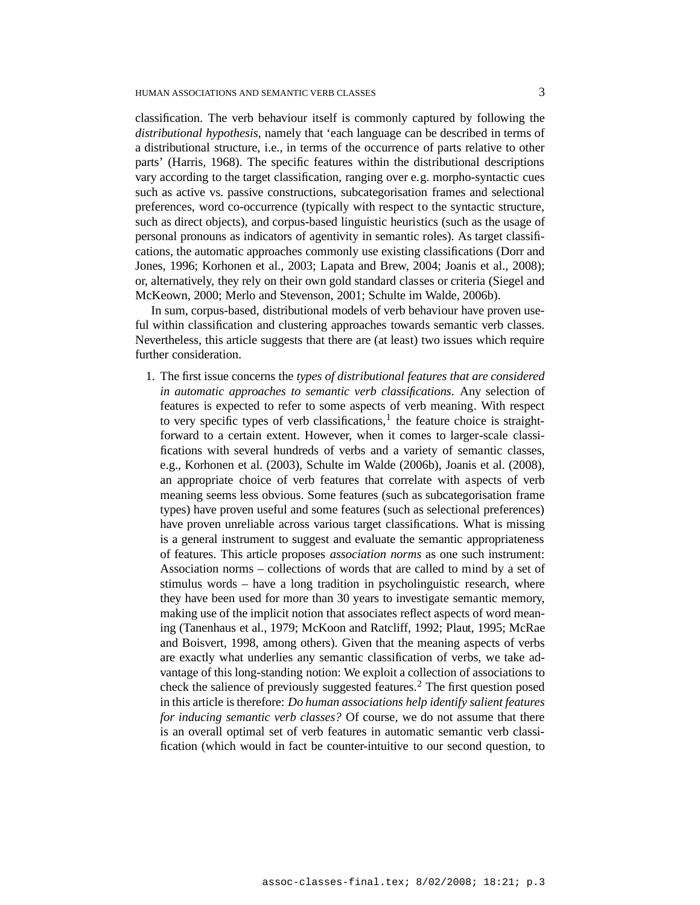classification. The verb behaviour itself is commonly captured by following the *distributional hypothesis*, namely that 'each language can be described in terms of a distributional structure, i.e., in terms of the occurrence of parts relative to other parts' (Harris, 1968). The specific features within the distributional descriptions vary according to the target classification, ranging over e.g. morpho-syntactic cues such as active vs. passive constructions, subcategorisation frames and selectional preferences, word co-occurrence (typically with respect to the syntactic structure, such as direct objects), and corpus-based linguistic heuristics (such as the usage of personal pronouns as indicators of agentivity in semantic roles). As target classifications, the automatic approaches commonly use existing classifications (Dorr and Jones, 1996; Korhonen et al., 2003; Lapata and Brew, 2004; Joanis et al., 2008); or, alternatively, they rely on their own gold standard classes or criteria (Siegel and McKeown, 2000; Merlo and Stevenson, 2001; Schulte im Walde, 2006b).

In sum, corpus-based, distributional models of verb behaviour have proven useful within classification and clustering approaches towards semantic verb classes. Nevertheless, this article suggests that there are (at least) two issues which require further consideration.

1. The first issue concerns the *types of distributional features that are considered in automatic approaches to semantic verb classifications*. Any selection of features is expected to refer to some aspects of verb meaning. With respect to very specific types of verb classifications,[1] the feature choice is straightforward to a certain extent. However, when it comes to larger-scale classifications with several hundreds of verbs and a variety of semantic classes, e.g., Korhonen et al. (2003), Schulte im Walde (2006b), Joanis et al. (2008), an appropriate choice of verb features that correlate with aspects of verb meaning seems less obvious. Some features (such as subcategorisation frame types) have proven useful and some features (such as selectional preferences) have proven unreliable across various target classifications. What is missing is a general instrument to suggest and evaluate the semantic appropriateness of features. This article proposes *association norms* as one such instrument: Association norms – collections of words that are called to mind by a set of stimulus words – have a long tradition in psycholinguistic research, where they have been used for more than 30 years to investigate semantic memory, making use of the implicit notion that associates reflect aspects of word meaning (Tanenhaus et al., 1979; McKoon and Ratcliff, 1992; Plaut, 1995; McRae and Boisvert, 1998, among others). Given that the meaning aspects of verbs are exactly what underlies any semantic classification of verbs, we take advantage of this long-standing notion: We exploit a collection of associations to check the salience of previously suggested features.[2] The first question posed in this article is therefore: *Do human associations help identify salient features for inducing semantic verb classes?* Of course, we do not assume that there is an overall optimal set of verb features in automatic semantic verb classification (which would in fact be counter-intuitive to our second question, to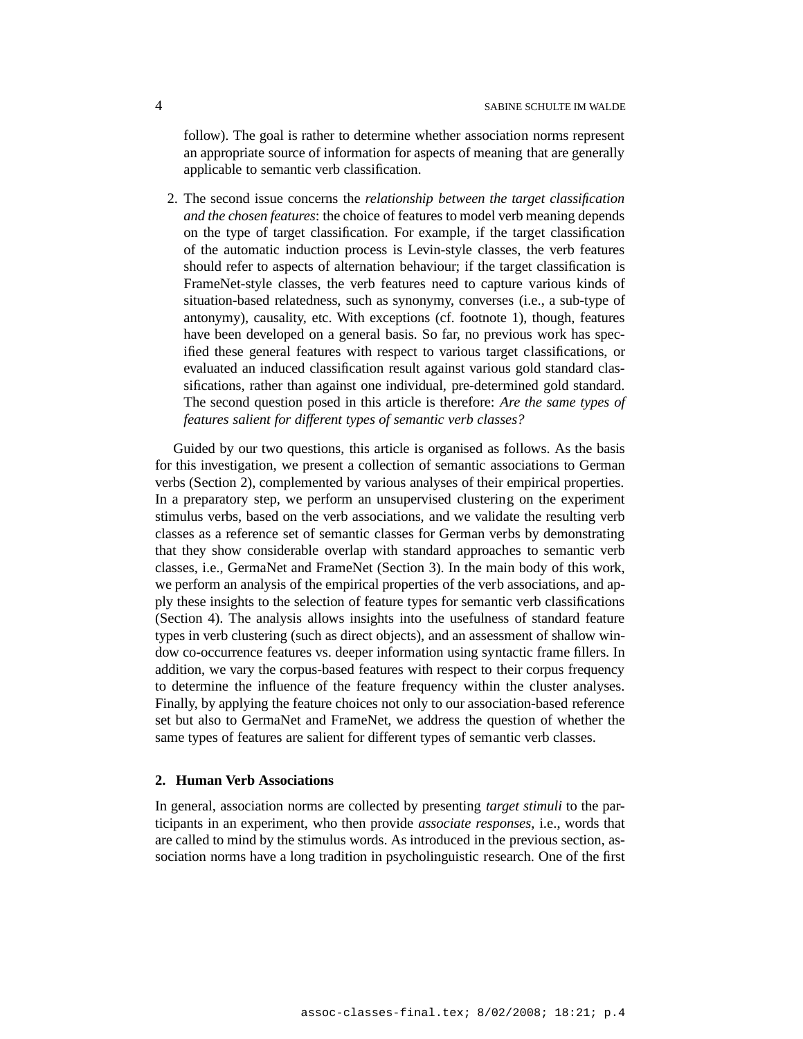follow). The goal is rather to determine whether association norms represent an appropriate source of information for aspects of meaning that are generally applicable to semantic verb classification.

2. The second issue concerns the *relationship between the target classification and the chosen features*: the choice of features to model verb meaning depends on the type of target classification. For example, if the target classification of the automatic induction process is Levin-style classes, the verb features should refer to aspects of alternation behaviour; if the target classification is FrameNet-style classes, the verb features need to capture various kinds of situation-based relatedness, such as synonymy, converses (i.e., a sub-type of antonymy), causality, etc. With exceptions (cf. footnote 1), though, features have been developed on a general basis. So far, no previous work has specified these general features with respect to various target classifications, or evaluated an induced classification result against various gold standard classifications, rather than against one individual, pre-determined gold standard. The second question posed in this article is therefore: *Are the same types of features salient for different types of semantic verb classes?*

Guided by our two questions, this article is organised as follows. As the basis for this investigation, we present a collection of semantic associations to German verbs (Section 2), complemented by various analyses of their empirical properties. In a preparatory step, we perform an unsupervised clustering on the experiment stimulus verbs, based on the verb associations, and we validate the resulting verb classes as a reference set of semantic classes for German verbs by demonstrating that they show considerable overlap with standard approaches to semantic verb classes, i.e., GermaNet and FrameNet (Section 3). In the main body of this work, we perform an analysis of the empirical properties of the verb associations, and apply these insights to the selection of feature types for semantic verb classifications (Section 4). The analysis allows insights into the usefulness of standard feature types in verb clustering (such as direct objects), and an assessment of shallow window co-occurrence features vs. deeper information using syntactic frame fillers. In addition, we vary the corpus-based features with respect to their corpus frequency to determine the influence of the feature frequency within the cluster analyses. Finally, by applying the feature choices not only to our association-based reference set but also to GermaNet and FrameNet, we address the question of whether the same types of features are salient for different types of semantic verb classes.

## 2. Human Verb Associations

In general, association norms are collected by presenting *target stimuli* to the participants in an experiment, who then provide *associate responses*, i.e., words that are called to mind by the stimulus words. As introduced in the previous section, association norms have a long tradition in psycholinguistic research. One of the first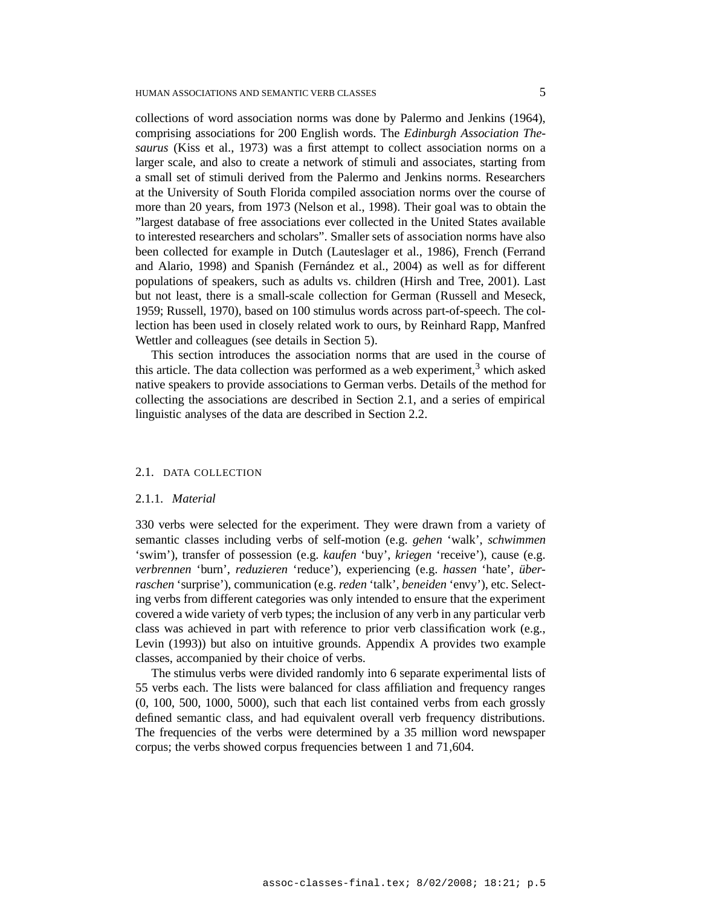collections of word association norms was done by Palermo and Jenkins (1964), comprising associations for 200 English words. The *Edinburgh Association Thesaurus* (Kiss et al., 1973) was a first attempt to collect association norms on a larger scale, and also to create a network of stimuli and associates, starting from a small set of stimuli derived from the Palermo and Jenkins norms. Researchers at the University of South Florida compiled association norms over the course of more than 20 years, from 1973 (Nelson et al., 1998). Their goal was to obtain the "largest database of free associations ever collected in the United States available to interested researchers and scholars". Smaller sets of association norms have also been collected for example in Dutch (Lauteslager et al., 1986), French (Ferrand and Alario, 1998) and Spanish (Fernández et al., 2004) as well as for different populations of speakers, such as adults vs. children (Hirsh and Tree, 2001). Last but not least, there is a small-scale collection for German (Russell and Meseck, 1959; Russell, 1970), based on 100 stimulus words across part-of-speech. The collection has been used in closely related work to ours, by Reinhard Rapp, Manfred Wettler and colleagues (see details in Section 5).

This section introduces the association norms that are used in the course of this article. The data collection was performed as a web experiment,[3] which asked native speakers to provide associations to German verbs. Details of the method for collecting the associations are described in Section 2.1, and a series of empirical linguistic analyses of the data are described in Section 2.2.

## 2.1. DATA COLLECTION

### 2.1.1. *Material*

330 verbs were selected for the experiment. They were drawn from a variety of semantic classes including verbs of self-motion (e.g. *gehen* 'walk', *schwimmen* 'swim'), transfer of possession (e.g. *kaufen* 'buy', *kriegen* 'receive'), cause (e.g. *verbrennen* 'burn', *reduzieren* 'reduce'), experiencing (e.g. *hassen* 'hate', *überraschen* 'surprise'), communication (e.g. *reden* 'talk', *beneiden* 'envy'), etc. Selecting verbs from different categories was only intended to ensure that the experiment covered a wide variety of verb types; the inclusion of any verb in any particular verb class was achieved in part with reference to prior verb classification work (e.g., Levin (1993)) but also on intuitive grounds. Appendix A provides two example classes, accompanied by their choice of verbs.

The stimulus verbs were divided randomly into 6 separate experimental lists of 55 verbs each. The lists were balanced for class affiliation and frequency ranges (0, 100, 500, 1000, 5000), such that each list contained verbs from each grossly defined semantic class, and had equivalent overall verb frequency distributions. The frequencies of the verbs were determined by a 35 million word newspaper corpus; the verbs showed corpus frequencies between 1 and 71,604.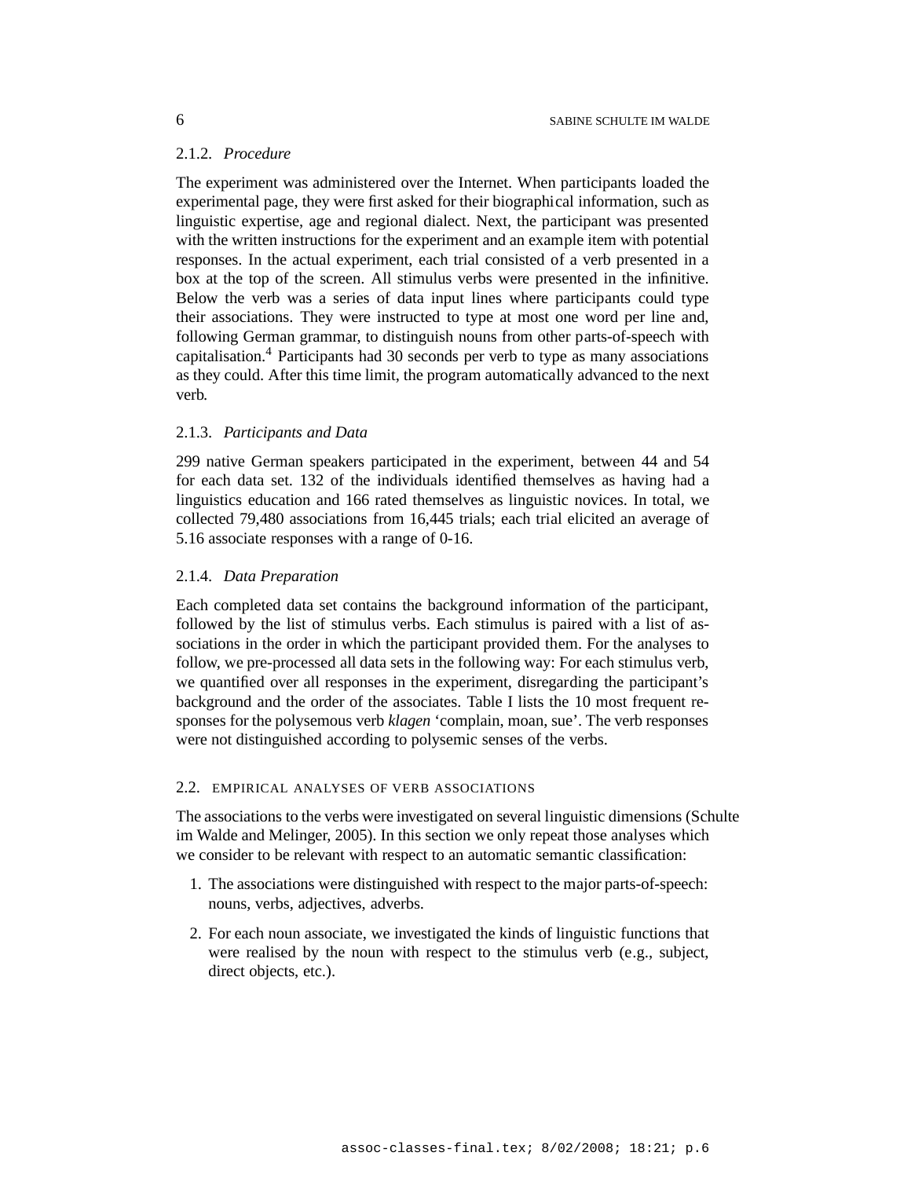#### 2.1.2. *Procedure*

The experiment was administered over the Internet. When participants loaded the experimental page, they were first asked for their biographical information, such as linguistic expertise, age and regional dialect. Next, the participant was presented with the written instructions for the experiment and an example item with potential responses. In the actual experiment, each trial consisted of a verb presented in a box at the top of the screen. All stimulus verbs were presented in the infinitive. Below the verb was a series of data input lines where participants could type their associations. They were instructed to type at most one word per line and, following German grammar, to distinguish nouns from other parts-of-speech with capitalisation.[4] Participants had 30 seconds per verb to type as many associations as they could. After this time limit, the program automatically advanced to the next verb.

#### 2.1.3. *Participants and Data*

299 native German speakers participated in the experiment, between 44 and 54 for each data set. 132 of the individuals identified themselves as having had a linguistics education and 166 rated themselves as linguistic novices. In total, we collected 79,480 associations from 16,445 trials; each trial elicited an average of 5.16 associate responses with a range of 0-16.

#### 2.1.4. *Data Preparation*

Each completed data set contains the background information of the participant, followed by the list of stimulus verbs. Each stimulus is paired with a list of associations in the order in which the participant provided them. For the analyses to follow, we pre-processed all data sets in the following way: For each stimulus verb, we quantified over all responses in the experiment, disregarding the participant's background and the order of the associates. Table I lists the 10 most frequent responses for the polysemous verb *klagen* 'complain, moan, sue'. The verb responses were not distinguished according to polysemic senses of the verbs.

### 2.2. EMPIRICAL ANALYSES OF VERB ASSOCIATIONS

The associations to the verbs were investigated on several linguistic dimensions (Schulte im Walde and Melinger, 2005). In this section we only repeat those analyses which we consider to be relevant with respect to an automatic semantic classification:

1. The associations were distinguished with respect to the major parts-of-speech: nouns, verbs, adjectives, adverbs.
2. For each noun associate, we investigated the kinds of linguistic functions that were realised by the noun with respect to the stimulus verb (e.g., subject, direct objects, etc.).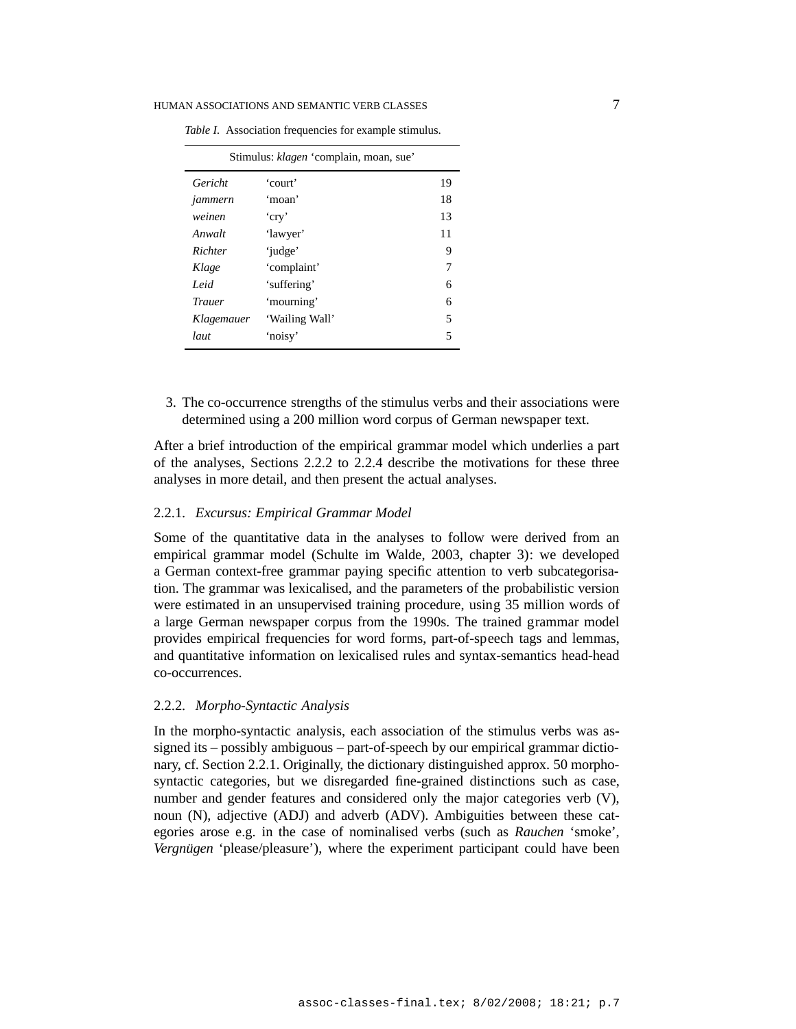*Table I.* Association frequencies for example stimulus.

| Stimulus: *klagen* 'complain, moan, sue' | | |
|---|---|---|
| *Gericht* | 'court' | 19 |
| *jammern* | 'moan' | 18 |
| *weinen* | 'cry' | 13 |
| *Anwalt* | 'lawyer' | 11 |
| *Richter* | 'judge' | 9 |
| *Klage* | 'complaint' | 7 |
| *Leid* | 'suffering' | 6 |
| *Trauer* | 'mourning' | 6 |
| *Klagemauer* | 'Wailing Wall' | 5 |
| *laut* | 'noisy' | 5 |

3. The co-occurrence strengths of the stimulus verbs and their associations were determined using a 200 million word corpus of German newspaper text.

After a brief introduction of the empirical grammar model which underlies a part of the analyses, Sections 2.2.2 to 2.2.4 describe the motivations for these three analyses in more detail, and then present the actual analyses.

### 2.2.1. *Excursus: Empirical Grammar Model*

Some of the quantitative data in the analyses to follow were derived from an empirical grammar model (Schulte im Walde, 2003, chapter 3): we developed a German context-free grammar paying specific attention to verb subcategorisation. The grammar was lexicalised, and the parameters of the probabilistic version were estimated in an unsupervised training procedure, using 35 million words of a large German newspaper corpus from the 1990s. The trained grammar model provides empirical frequencies for word forms, part-of-speech tags and lemmas, and quantitative information on lexicalised rules and syntax-semantics head-head co-occurrences.

### 2.2.2. *Morpho-Syntactic Analysis*

In the morpho-syntactic analysis, each association of the stimulus verbs was assigned its – possibly ambiguous – part-of-speech by our empirical grammar dictionary, cf. Section 2.2.1. Originally, the dictionary distinguished approx. 50 morpho-syntactic categories, but we disregarded fine-grained distinctions such as case, number and gender features and considered only the major categories verb (V), noun (N), adjective (ADJ) and adverb (ADV). Ambiguities between these categories arose e.g. in the case of nominalised verbs (such as *Rauchen* 'smoke', *Vergnügen* 'please/pleasure'), where the experiment participant could have been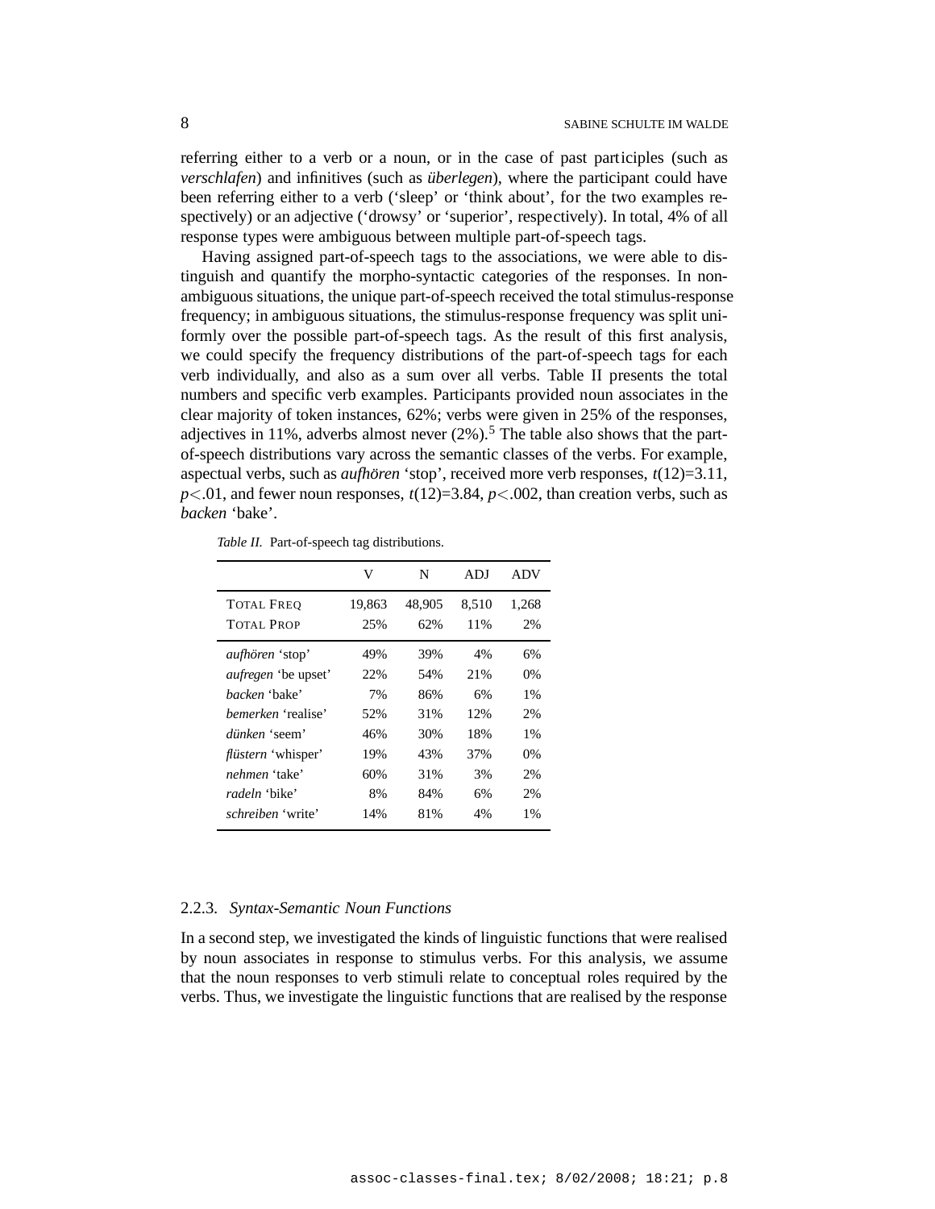referring either to a verb or a noun, or in the case of past participles (such as *verschlafen*) and infinitives (such as *überlegen*), where the participant could have been referring either to a verb ('sleep' or 'think about', for the two examples respectively) or an adjective ('drowsy' or 'superior', respectively). In total, 4% of all response types were ambiguous between multiple part-of-speech tags.

Having assigned part-of-speech tags to the associations, we were able to distinguish and quantify the morpho-syntactic categories of the responses. In non-ambiguous situations, the unique part-of-speech received the total stimulus-response frequency; in ambiguous situations, the stimulus-response frequency was split uniformly over the possible part-of-speech tags. As the result of this first analysis, we could specify the frequency distributions of the part-of-speech tags for each verb individually, and also as a sum over all verbs. Table II presents the total numbers and specific verb examples. Participants provided noun associates in the clear majority of token instances, 62%; verbs were given in 25% of the responses, adjectives in 11%, adverbs almost never (2%).[5] The table also shows that the part-of-speech distributions vary across the semantic classes of the verbs. For example, aspectual verbs, such as *aufhören* 'stop', received more verb responses, $t(12)=3.11$, $p<.01$, and fewer noun responses, $t(12)=3.84$, $p<.002$, than creation verbs, such as *backen* 'bake'.

*Table II.* Part-of-speech tag distributions.

| | V | N | ADJ | ADV |
|---|---|---|---|---|
| TOTAL FREQ | 19,863 | 48,905 | 8,510 | 1,268 |
| TOTAL PROP | 25% | 62% | 11% | 2% |
| *aufhören* 'stop' | 49% | 39% | 4% | 6% |
| *aufregen* 'be upset' | 22% | 54% | 21% | 0% |
| *backen* 'bake' | 7% | 86% | 6% | 1% |
| *bemerken* 'realise' | 52% | 31% | 12% | 2% |
| *dünken* 'seem' | 46% | 30% | 18% | 1% |
| *flüstern* 'whisper' | 19% | 43% | 37% | 0% |
| *nehmen* 'take' | 60% | 31% | 3% | 2% |
| *radeln* 'bike' | 8% | 84% | 6% | 2% |
| *schreiben* 'write' | 14% | 81% | 4% | 1% |

### 2.2.3. *Syntax-Semantic Noun Functions*

In a second step, we investigated the kinds of linguistic functions that were realised by noun associates in response to stimulus verbs. For this analysis, we assume that the noun responses to verb stimuli relate to conceptual roles required by the verbs. Thus, we investigate the linguistic functions that are realised by the response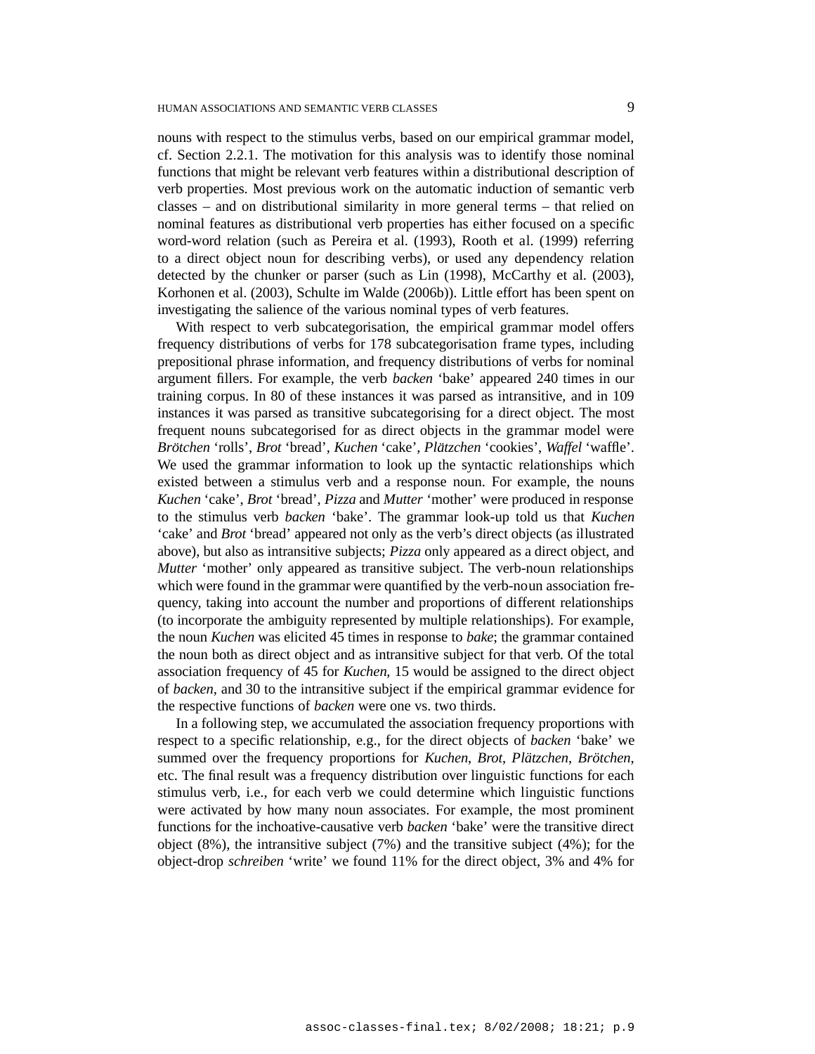nouns with respect to the stimulus verbs, based on our empirical grammar model, cf. Section 2.2.1. The motivation for this analysis was to identify those nominal functions that might be relevant verb features within a distributional description of verb properties. Most previous work on the automatic induction of semantic verb classes – and on distributional similarity in more general terms – that relied on nominal features as distributional verb properties has either focused on a specific word-word relation (such as Pereira et al. (1993), Rooth et al. (1999) referring to a direct object noun for describing verbs), or used any dependency relation detected by the chunker or parser (such as Lin (1998), McCarthy et al. (2003), Korhonen et al. (2003), Schulte im Walde (2006b)). Little effort has been spent on investigating the salience of the various nominal types of verb features.

With respect to verb subcategorisation, the empirical grammar model offers frequency distributions of verbs for 178 subcategorisation frame types, including prepositional phrase information, and frequency distributions of verbs for nominal argument fillers. For example, the verb *backen* 'bake' appeared 240 times in our training corpus. In 80 of these instances it was parsed as intransitive, and in 109 instances it was parsed as transitive subcategorising for a direct object. The most frequent nouns subcategorised for as direct objects in the grammar model were *Brötchen* 'rolls', *Brot* 'bread', *Kuchen* 'cake', *Plätzchen* 'cookies', *Waffel* 'waffle'. We used the grammar information to look up the syntactic relationships which existed between a stimulus verb and a response noun. For example, the nouns *Kuchen* 'cake', *Brot* 'bread', *Pizza* and *Mutter* 'mother' were produced in response to the stimulus verb *backen* 'bake'. The grammar look-up told us that *Kuchen* 'cake' and *Brot* 'bread' appeared not only as the verb's direct objects (as illustrated above), but also as intransitive subjects; *Pizza* only appeared as a direct object, and *Mutter* 'mother' only appeared as transitive subject. The verb-noun relationships which were found in the grammar were quantified by the verb-noun association frequency, taking into account the number and proportions of different relationships (to incorporate the ambiguity represented by multiple relationships). For example, the noun *Kuchen* was elicited 45 times in response to *bake*; the grammar contained the noun both as direct object and as intransitive subject for that verb. Of the total association frequency of 45 for *Kuchen*, 15 would be assigned to the direct object of *backen*, and 30 to the intransitive subject if the empirical grammar evidence for the respective functions of *backen* were one vs. two thirds.

In a following step, we accumulated the association frequency proportions with respect to a specific relationship, e.g., for the direct objects of *backen* 'bake' we summed over the frequency proportions for *Kuchen*, *Brot*, *Plätzchen*, *Brötchen*, etc. The final result was a frequency distribution over linguistic functions for each stimulus verb, i.e., for each verb we could determine which linguistic functions were activated by how many noun associates. For example, the most prominent functions for the inchoative-causative verb *backen* 'bake' were the transitive direct object (8%), the intransitive subject (7%) and the transitive subject (4%); for the object-drop *schreiben* 'write' we found 11% for the direct object, 3% and 4% for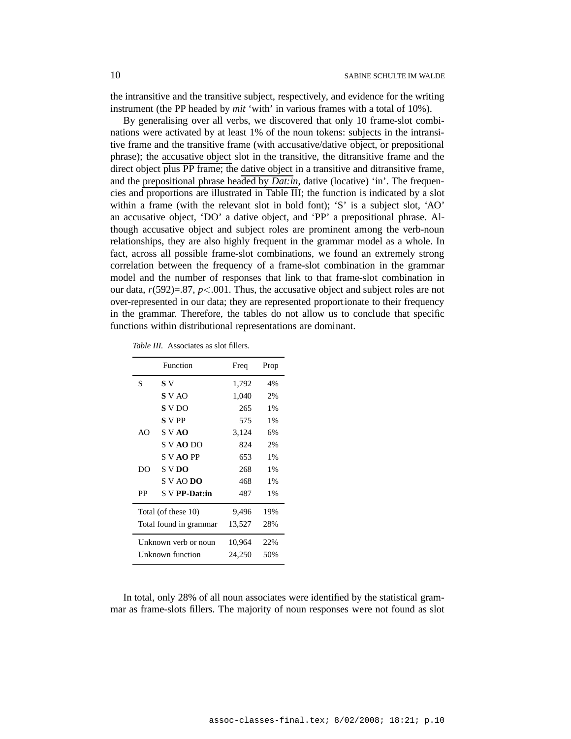the intransitive and the transitive subject, respectively, and evidence for the writing instrument (the PP headed by *mit* 'with' in various frames with a total of 10%).

By generalising over all verbs, we discovered that only 10 frame-slot combinations were activated by at least 1% of the noun tokens: subjects in the intransitive frame and the transitive frame (with accusative/dative object, or prepositional phrase); the accusative object slot in the transitive, the ditransitive frame and the direct object plus PP frame; the dative object in a transitive and ditransitive frame, and the prepositional phrase headed by *Dat:in*, dative (locative) 'in'. The frequencies and proportions are illustrated in Table III; the function is indicated by a slot within a frame (with the relevant slot in bold font); 'S' is a subject slot, 'AO' an accusative object, 'DO' a dative object, and 'PP' a prepositional phrase. Although accusative object and subject roles are prominent among the verb-noun relationships, they are also highly frequent in the grammar model as a whole. In fact, across all possible frame-slot combinations, we found an extremely strong correlation between the frequency of a frame-slot combination in the grammar model and the number of responses that link to that frame-slot combination in our data, $r(592)=.87$, $p<.001$. Thus, the accusative object and subject roles are not over-represented in our data; they are represented proportionate to their frequency in the grammar. Therefore, the tables do not allow us to conclude that specific functions within distributional representations are dominant.

*Table III.* Associates as slot fillers.

| Function | | Freq | Prop |
|---|---|---|---|
| S | **S** V | 1,792 | 4% |
| | **S** V AO | 1,040 | 2% |
| | **S** V DO | 265 | 1% |
| | **S** V PP | 575 | 1% |
| AO | S V **AO** | 3,124 | 6% |
| | S V **AO** DO | 824 | 2% |
| | S V **AO** PP | 653 | 1% |
| DO | S V **DO** | 268 | 1% |
| | S V AO **DO** | 468 | 1% |
| PP | S V **PP-Dat:in** | 487 | 1% |
| Total (of these 10) | | 9,496 | 19% |
| Total found in grammar | | 13,527 | 28% |
| Unknown verb or noun | | 10,964 | 22% |
| Unknown function | | 24,250 | 50% |

In total, only 28% of all noun associates were identified by the statistical grammar as frame-slots fillers. The majority of noun responses were not found as slot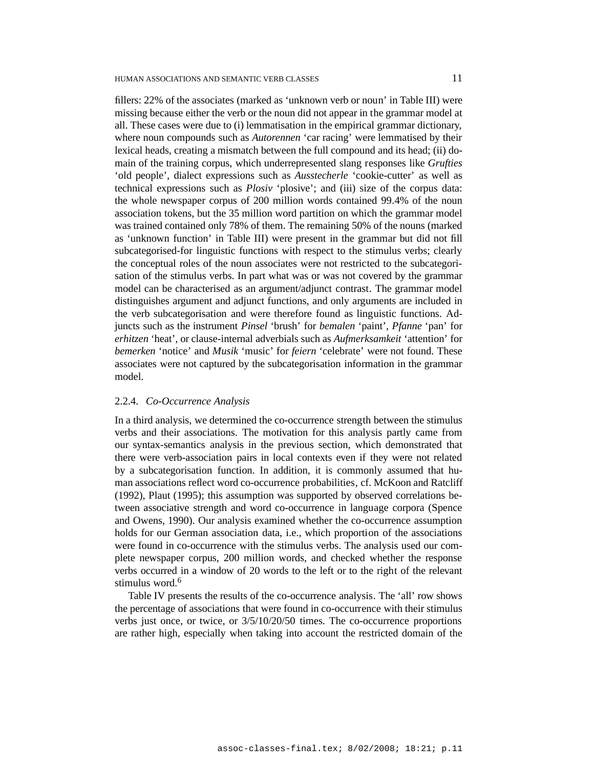fillers: 22% of the associates (marked as 'unknown verb or noun' in Table III) were missing because either the verb or the noun did not appear in the grammar model at all. These cases were due to (i) lemmatisation in the empirical grammar dictionary, where noun compounds such as *Autorennen* 'car racing' were lemmatised by their lexical heads, creating a mismatch between the full compound and its head; (ii) domain of the training corpus, which underrepresented slang responses like *Grufties* 'old people', dialect expressions such as *Ausstecherle* 'cookie-cutter' as well as technical expressions such as *Plosiv* 'plosive'; and (iii) size of the corpus data: the whole newspaper corpus of 200 million words contained 99.4% of the noun association tokens, but the 35 million word partition on which the grammar model was trained contained only 78% of them. The remaining 50% of the nouns (marked as 'unknown function' in Table III) were present in the grammar but did not fill subcategorised-for linguistic functions with respect to the stimulus verbs; clearly the conceptual roles of the noun associates were not restricted to the subcategorisation of the stimulus verbs. In part what was or was not covered by the grammar model can be characterised as an argument/adjunct contrast. The grammar model distinguishes argument and adjunct functions, and only arguments are included in the verb subcategorisation and were therefore found as linguistic functions. Adjuncts such as the instrument *Pinsel* 'brush' for *bemalen* 'paint', *Pfanne* 'pan' for *erhitzen* 'heat', or clause-internal adverbials such as *Aufmerksamkeit* 'attention' for *bemerken* 'notice' and *Musik* 'music' for *feiern* 'celebrate' were not found. These associates were not captured by the subcategorisation information in the grammar model.

### 2.2.4. *Co-Occurrence Analysis*

In a third analysis, we determined the co-occurrence strength between the stimulus verbs and their associations. The motivation for this analysis partly came from our syntax-semantics analysis in the previous section, which demonstrated that there were verb-association pairs in local contexts even if they were not related by a subcategorisation function. In addition, it is commonly assumed that human associations reflect word co-occurrence probabilities, cf. McKoon and Ratcliff (1992), Plaut (1995); this assumption was supported by observed correlations between associative strength and word co-occurrence in language corpora (Spence and Owens, 1990). Our analysis examined whether the co-occurrence assumption holds for our German association data, i.e., which proportion of the associations were found in co-occurrence with the stimulus verbs. The analysis used our complete newspaper corpus, 200 million words, and checked whether the response verbs occurred in a window of 20 words to the left or to the right of the relevant stimulus word.[6]

Table IV presents the results of the co-occurrence analysis. The 'all' row shows the percentage of associations that were found in co-occurrence with their stimulus verbs just once, or twice, or 3/5/10/20/50 times. The co-occurrence proportions are rather high, especially when taking into account the restricted domain of the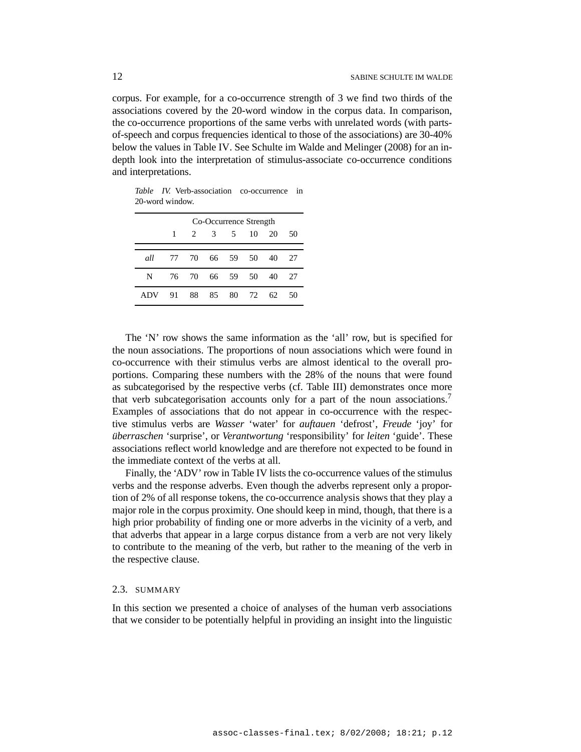corpus. For example, for a co-occurrence strength of 3 we find two thirds of the associations covered by the 20-word window in the corpus data. In comparison, the co-occurrence proportions of the same verbs with unrelated words (with parts-of-speech and corpus frequencies identical to those of the associations) are 30-40% below the values in Table IV. See Schulte im Walde and Melinger (2008) for an in-depth look into the interpretation of stimulus-associate co-occurrence conditions and interpretations.

*Table IV.* Verb-association co-occurrence in 20-word window.

| | Co-Occurrence Strength | | | | | | |
|---|---|---|---|---|---|---|---|
| | 1 | 2 | 3 | 5 | 10 | 20 | 50 |
| *all* | 77 | 70 | 66 | 59 | 50 | 40 | 27 |
| N | 76 | 70 | 66 | 59 | 50 | 40 | 27 |
| ADV | 91 | 88 | 85 | 80 | 72 | 62 | 50 |

The 'N' row shows the same information as the 'all' row, but is specified for the noun associations. The proportions of noun associations which were found in co-occurrence with their stimulus verbs are almost identical to the overall proportions. Comparing these numbers with the 28% of the nouns that were found as subcategorised by the respective verbs (cf. Table III) demonstrates once more that verb subcategorisation accounts only for a part of the noun associations.[7] Examples of associations that do not appear in co-occurrence with the respective stimulus verbs are *Wasser* 'water' for *auftauen* 'defrost', *Freude* 'joy' for *überraschen* 'surprise', or *Verantwortung* 'responsibility' for *leiten* 'guide'. These associations reflect world knowledge and are therefore not expected to be found in the immediate context of the verbs at all.

Finally, the 'ADV' row in Table IV lists the co-occurrence values of the stimulus verbs and the response adverbs. Even though the adverbs represent only a proportion of 2% of all response tokens, the co-occurrence analysis shows that they play a major role in the corpus proximity. One should keep in mind, though, that there is a high prior probability of finding one or more adverbs in the vicinity of a verb, and that adverbs that appear in a large corpus distance from a verb are not very likely to contribute to the meaning of the verb, but rather to the meaning of the verb in the respective clause.

### 2.3. SUMMARY

In this section we presented a choice of analyses of the human verb associations that we consider to be potentially helpful in providing an insight into the linguistic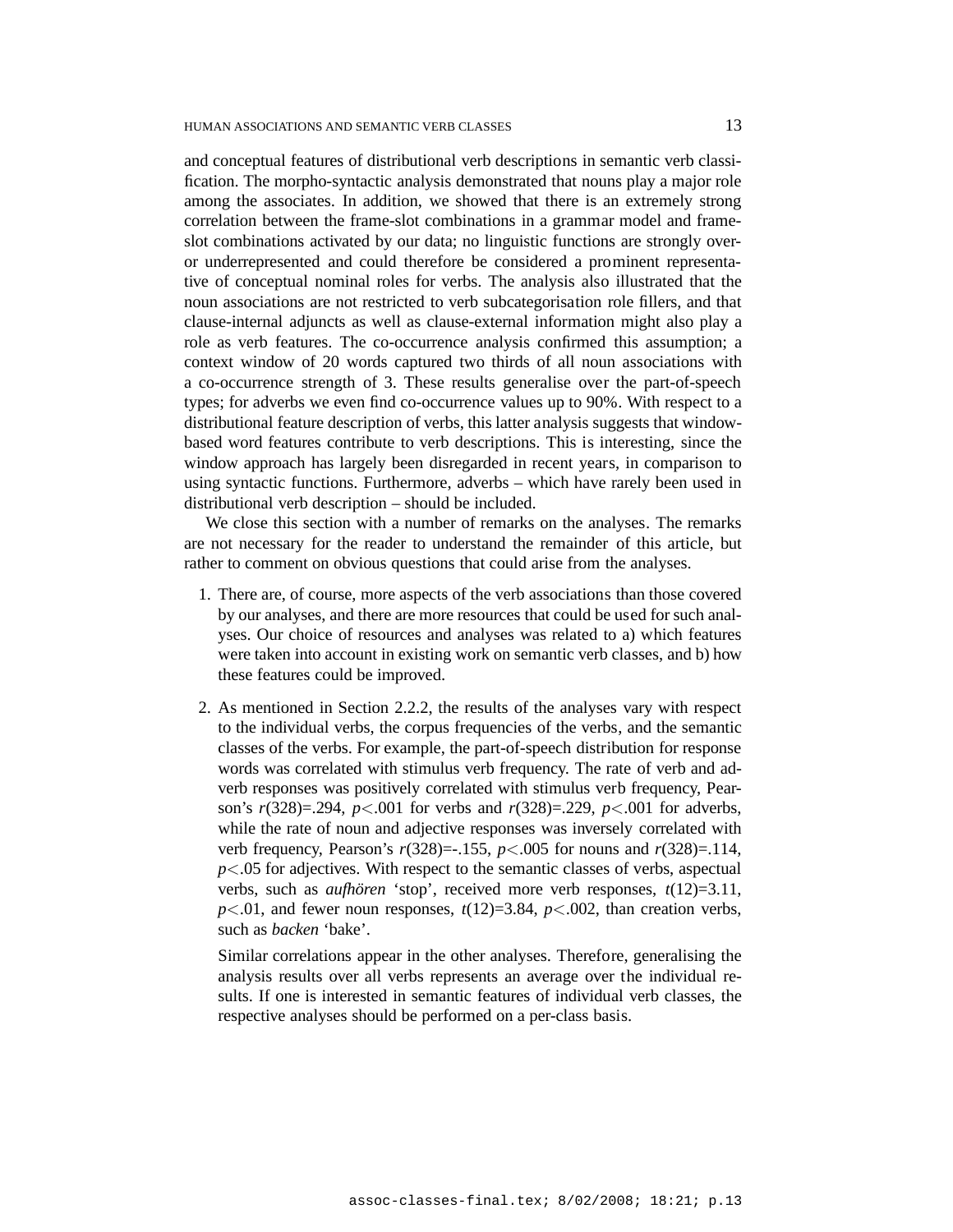and conceptual features of distributional verb descriptions in semantic verb classification. The morpho-syntactic analysis demonstrated that nouns play a major role among the associates. In addition, we showed that there is an extremely strong correlation between the frame-slot combinations in a grammar model and frame-slot combinations activated by our data; no linguistic functions are strongly over- or underrepresented and could therefore be considered a prominent representative of conceptual nominal roles for verbs. The analysis also illustrated that the noun associations are not restricted to verb subcategorisation role fillers, and that clause-internal adjuncts as well as clause-external information might also play a role as verb features. The co-occurrence analysis confirmed this assumption; a context window of 20 words captured two thirds of all noun associations with a co-occurrence strength of 3. These results generalise over the part-of-speech types; for adverbs we even find co-occurrence values up to 90%. With respect to a distributional feature description of verbs, this latter analysis suggests that window-based word features contribute to verb descriptions. This is interesting, since the window approach has largely been disregarded in recent years, in comparison to using syntactic functions. Furthermore, adverbs – which have rarely been used in distributional verb description – should be included.

We close this section with a number of remarks on the analyses. The remarks are not necessary for the reader to understand the remainder of this article, but rather to comment on obvious questions that could arise from the analyses.

1. There are, of course, more aspects of the verb associations than those covered by our analyses, and there are more resources that could be used for such analyses. Our choice of resources and analyses was related to a) which features were taken into account in existing work on semantic verb classes, and b) how these features could be improved.

2. As mentioned in Section 2.2.2, the results of the analyses vary with respect to the individual verbs, the corpus frequencies of the verbs, and the semantic classes of the verbs. For example, the part-of-speech distribution for response words was correlated with stimulus verb frequency. The rate of verb and adverb responses was positively correlated with stimulus verb frequency, Pearson's $r(328)=.294$, $p<.001$ for verbs and $r(328)=.229$, $p<.001$ for adverbs, while the rate of noun and adjective responses was inversely correlated with verb frequency, Pearson's $r(328)=-.155$, $p<.005$ for nouns and $r(328)=.114$, $p<.05$ for adjectives. With respect to the semantic classes of verbs, aspectual verbs, such as *aufhören* 'stop', received more verb responses, $t(12)=3.11$, $p<.01$, and fewer noun responses, $t(12)=3.84$, $p<.002$, than creation verbs, such as *backen* 'bake'.

   Similar correlations appear in the other analyses. Therefore, generalising the analysis results over all verbs represents an average over the individual results. If one is interested in semantic features of individual verb classes, the respective analyses should be performed on a per-class basis.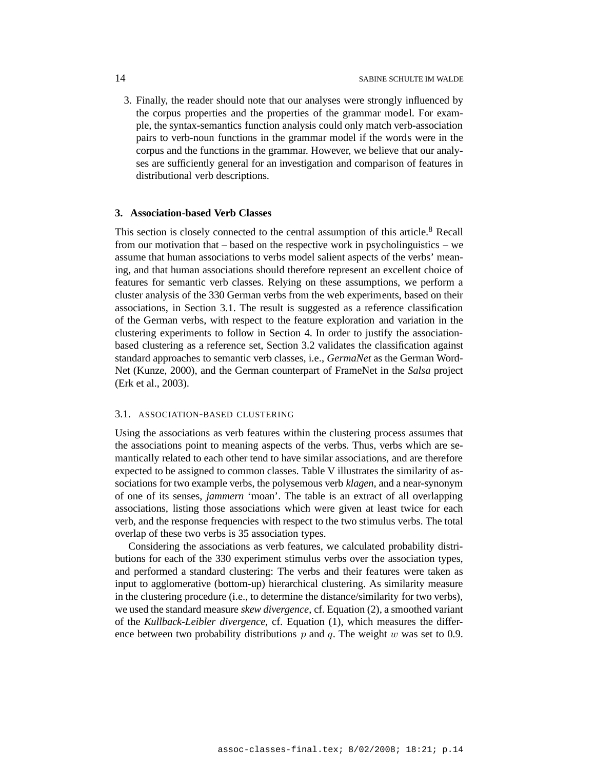3. Finally, the reader should note that our analyses were strongly influenced by the corpus properties and the properties of the grammar model. For example, the syntax-semantics function analysis could only match verb-association pairs to verb-noun functions in the grammar model if the words were in the corpus and the functions in the grammar. However, we believe that our analyses are sufficiently general for an investigation and comparison of features in distributional verb descriptions.

## 3. Association-based Verb Classes

This section is closely connected to the central assumption of this article.[8] Recall from our motivation that – based on the respective work in psycholinguistics – we assume that human associations to verbs model salient aspects of the verbs' meaning, and that human associations should therefore represent an excellent choice of features for semantic verb classes. Relying on these assumptions, we perform a cluster analysis of the 330 German verbs from the web experiments, based on their associations, in Section 3.1. The result is suggested as a reference classification of the German verbs, with respect to the feature exploration and variation in the clustering experiments to follow in Section 4. In order to justify the association-based clustering as a reference set, Section 3.2 validates the classification against standard approaches to semantic verb classes, i.e., *GermaNet* as the German WordNet (Kunze, 2000), and the German counterpart of FrameNet in the *Salsa* project (Erk et al., 2003).

### 3.1. Association-based Clustering

Using the associations as verb features within the clustering process assumes that the associations point to meaning aspects of the verbs. Thus, verbs which are semantically related to each other tend to have similar associations, and are therefore expected to be assigned to common classes. Table V illustrates the similarity of associations for two example verbs, the polysemous verb *klagen*, and a near-synonym of one of its senses, *jammern* 'moan'. The table is an extract of all overlapping associations, listing those associations which were given at least twice for each verb, and the response frequencies with respect to the two stimulus verbs. The total overlap of these two verbs is 35 association types.

Considering the associations as verb features, we calculated probability distributions for each of the 330 experiment stimulus verbs over the association types, and performed a standard clustering: The verbs and their features were taken as input to agglomerative (bottom-up) hierarchical clustering. As similarity measure in the clustering procedure (i.e., to determine the distance/similarity for two verbs), we used the standard measure *skew divergence*, cf. Equation (2), a smoothed variant of the *Kullback-Leibler divergence*, cf. Equation (1), which measures the difference between two probability distributions $p$ and $q$. The weight $w$ was set to 0.9.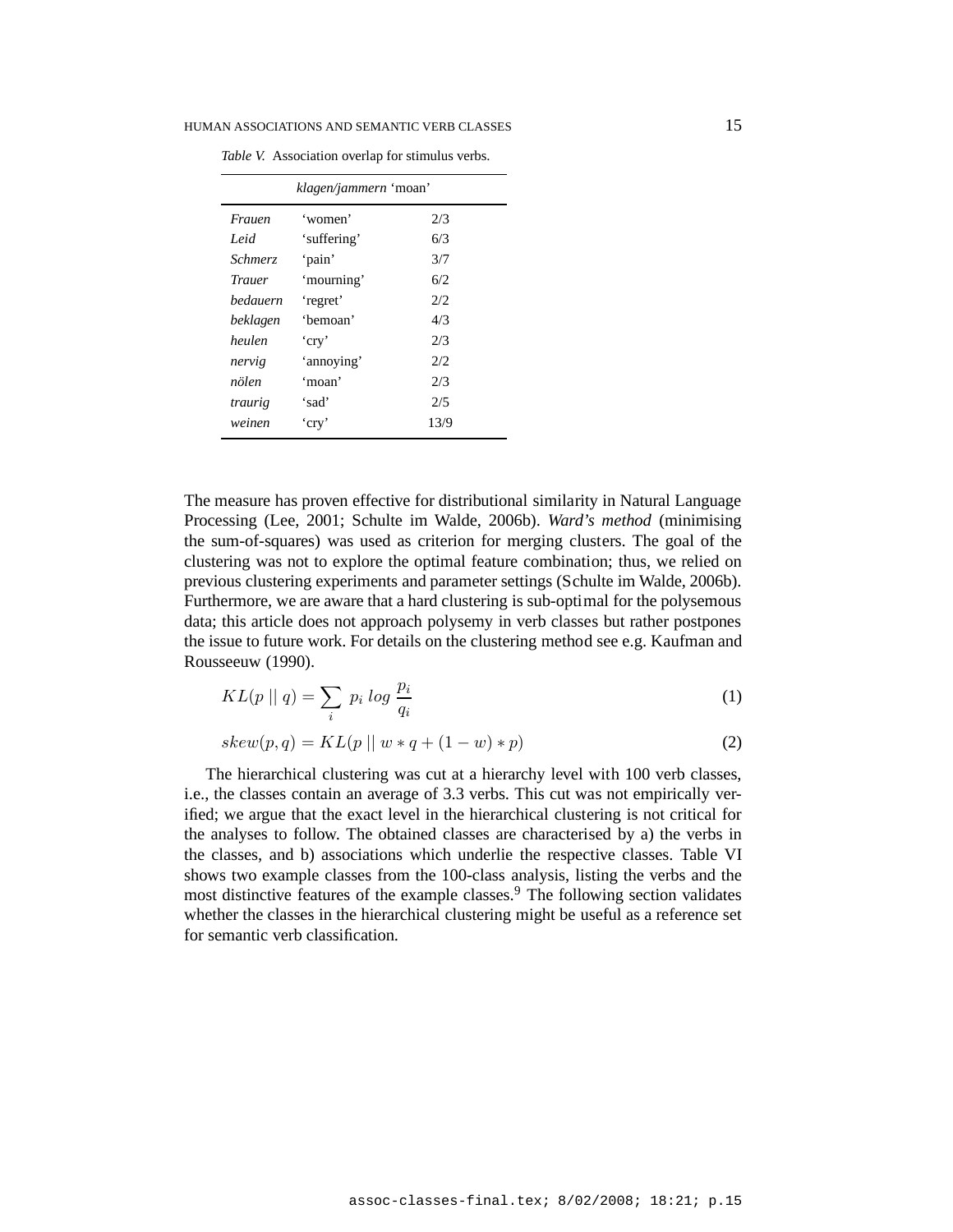*Table V.* Association overlap for stimulus verbs.

| *klagen/jammern* 'moan' | | |
|---|---|---|
| *Frauen* | 'women' | 2/3 |
| *Leid* | 'suffering' | 6/3 |
| *Schmerz* | 'pain' | 3/7 |
| *Trauer* | 'mourning' | 6/2 |
| *bedauern* | 'regret' | 2/2 |
| *beklagen* | 'bemoan' | 4/3 |
| *heulen* | 'cry' | 2/3 |
| *nervig* | 'annoying' | 2/2 |
| *nölen* | 'moan' | 2/3 |
| *traurig* | 'sad' | 2/5 |
| *weinen* | 'cry' | 13/9 |

The measure has proven effective for distributional similarity in Natural Language Processing (Lee, 2001; Schulte im Walde, 2006b). *Ward's method* (minimising the sum-of-squares) was used as criterion for merging clusters. The goal of the clustering was not to explore the optimal feature combination; thus, we relied on previous clustering experiments and parameter settings (Schulte im Walde, 2006b). Furthermore, we are aware that a hard clustering is sub-optimal for the polysemous data; this article does not approach polysemy in verb classes but rather postpones the issue to future work. For details on the clustering method see e.g. Kaufman and Rousseeuw (1990).

$$KL(p \mid\mid q) = \sum_i \; p_i \; log \; \frac{p_i}{q_i} \tag{1}$$

$$skew(p, q) = KL(p \mid\mid w * q + (1 - w) * p) \tag{2}$$

The hierarchical clustering was cut at a hierarchy level with 100 verb classes, i.e., the classes contain an average of 3.3 verbs. This cut was not empirically verified; we argue that the exact level in the hierarchical clustering is not critical for the analyses to follow. The obtained classes are characterised by a) the verbs in the classes, and b) associations which underlie the respective classes. Table VI shows two example classes from the 100-class analysis, listing the verbs and the most distinctive features of the example classes.[9] The following section validates whether the classes in the hierarchical clustering might be useful as a reference set for semantic verb classification.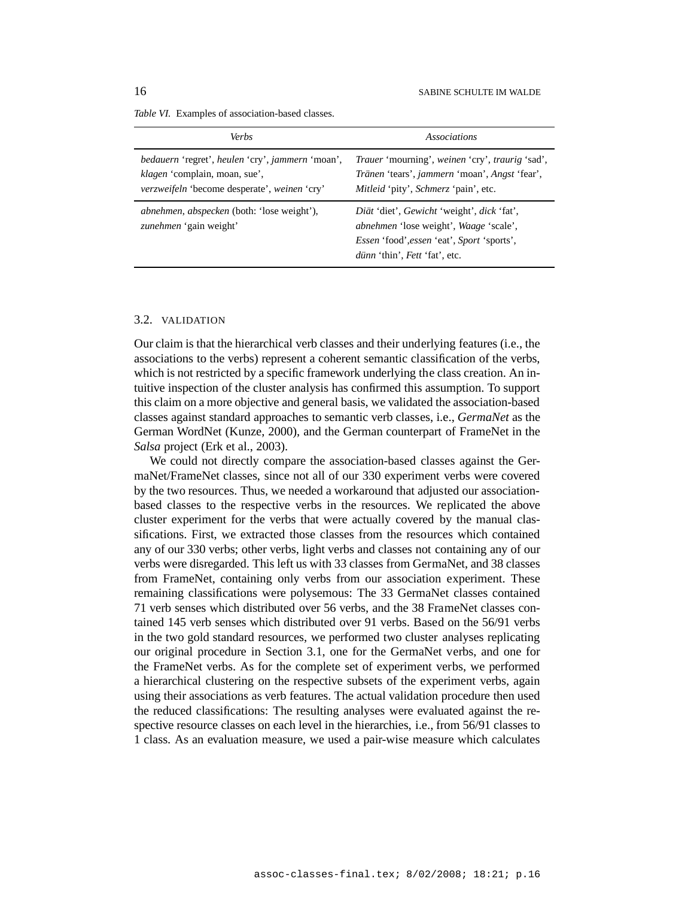*Table VI.* Examples of association-based classes.

| *Verbs* | *Associations* |
|---|---|
| *bedauern* 'regret', *heulen* 'cry', *jammern* 'moan', *klagen* 'complain, moan, sue', *verzweifeln* 'become desperate', *weinen* 'cry' | *Trauer* 'mourning', *weinen* 'cry', *traurig* 'sad', *Tränen* 'tears', *jammern* 'moan', *Angst* 'fear', *Mitleid* 'pity', *Schmerz* 'pain', etc. |
| *abnehmen*, *abspecken* (both: 'lose weight'), *zunehmen* 'gain weight' | *Diät* 'diet', *Gewicht* 'weight', *dick* 'fat', *abnehmen* 'lose weight', *Waage* 'scale', *Essen* 'food',*essen* 'eat', *Sport* 'sports', *dünn* 'thin', *Fett* 'fat', etc. |

### 3.2. VALIDATION

Our claim is that the hierarchical verb classes and their underlying features (i.e., the associations to the verbs) represent a coherent semantic classification of the verbs, which is not restricted by a specific framework underlying the class creation. An intuitive inspection of the cluster analysis has confirmed this assumption. To support this claim on a more objective and general basis, we validated the association-based classes against standard approaches to semantic verb classes, i.e., *GermaNet* as the German WordNet (Kunze, 2000), and the German counterpart of FrameNet in the *Salsa* project (Erk et al., 2003).

We could not directly compare the association-based classes against the GermaNet/FrameNet classes, since not all of our 330 experiment verbs were covered by the two resources. Thus, we needed a workaround that adjusted our association-based classes to the respective verbs in the resources. We replicated the above cluster experiment for the verbs that were actually covered by the manual classifications. First, we extracted those classes from the resources which contained any of our 330 verbs; other verbs, light verbs and classes not containing any of our verbs were disregarded. This left us with 33 classes from GermaNet, and 38 classes from FrameNet, containing only verbs from our association experiment. These remaining classifications were polysemous: The 33 GermaNet classes contained 71 verb senses which distributed over 56 verbs, and the 38 FrameNet classes contained 145 verb senses which distributed over 91 verbs. Based on the 56/91 verbs in the two gold standard resources, we performed two cluster analyses replicating our original procedure in Section 3.1, one for the GermaNet verbs, and one for the FrameNet verbs. As for the complete set of experiment verbs, we performed a hierarchical clustering on the respective subsets of the experiment verbs, again using their associations as verb features. The actual validation procedure then used the reduced classifications: The resulting analyses were evaluated against the respective resource classes on each level in the hierarchies, i.e., from 56/91 classes to 1 class. As an evaluation measure, we used a pair-wise measure which calculates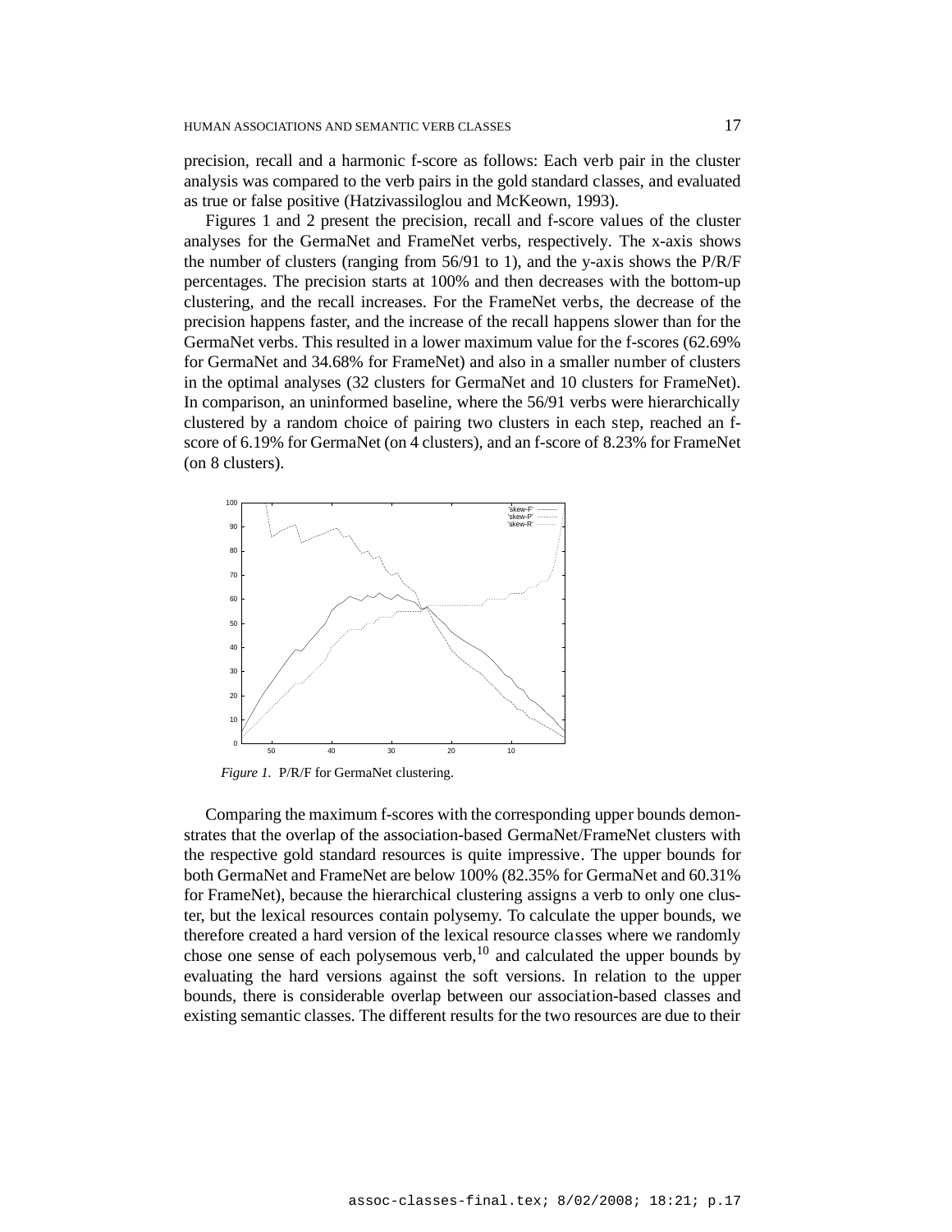precision, recall and a harmonic f-score as follows: Each verb pair in the cluster analysis was compared to the verb pairs in the gold standard classes, and evaluated as true or false positive (Hatzivassiloglou and McKeown, 1993).

Figures 1 and 2 present the precision, recall and f-score values of the cluster analyses for the GermaNet and FrameNet verbs, respectively. The x-axis shows the number of clusters (ranging from 56/91 to 1), and the y-axis shows the P/R/F percentages. The precision starts at 100% and then decreases with the bottom-up clustering, and the recall increases. For the FrameNet verbs, the decrease of the precision happens faster, and the increase of the recall happens slower than for the GermaNet verbs. This resulted in a lower maximum value for the f-scores (62.69% for GermaNet and 34.68% for FrameNet) and also in a smaller number of clusters in the optimal analyses (32 clusters for GermaNet and 10 clusters for FrameNet). In comparison, an uninformed baseline, where the 56/91 verbs were hierarchically clustered by a random choice of pairing two clusters in each step, reached an f-score of 6.19% for GermaNet (on 4 clusters), and an f-score of 8.23% for FrameNet (on 8 clusters).

*Figure 1.* P/R/F for GermaNet clustering.

Comparing the maximum f-scores with the corresponding upper bounds demonstrates that the overlap of the association-based GermaNet/FrameNet clusters with the respective gold standard resources is quite impressive. The upper bounds for both GermaNet and FrameNet are below 100% (82.35% for GermaNet and 60.31% for FrameNet), because the hierarchical clustering assigns a verb to only one cluster, but the lexical resources contain polysemy. To calculate the upper bounds, we therefore created a hard version of the lexical resource classes where we randomly chose one sense of each polysemous verb,[10] and calculated the upper bounds by evaluating the hard versions against the soft versions. In relation to the upper bounds, there is considerable overlap between our association-based classes and existing semantic classes. The different results for the two resources are due to their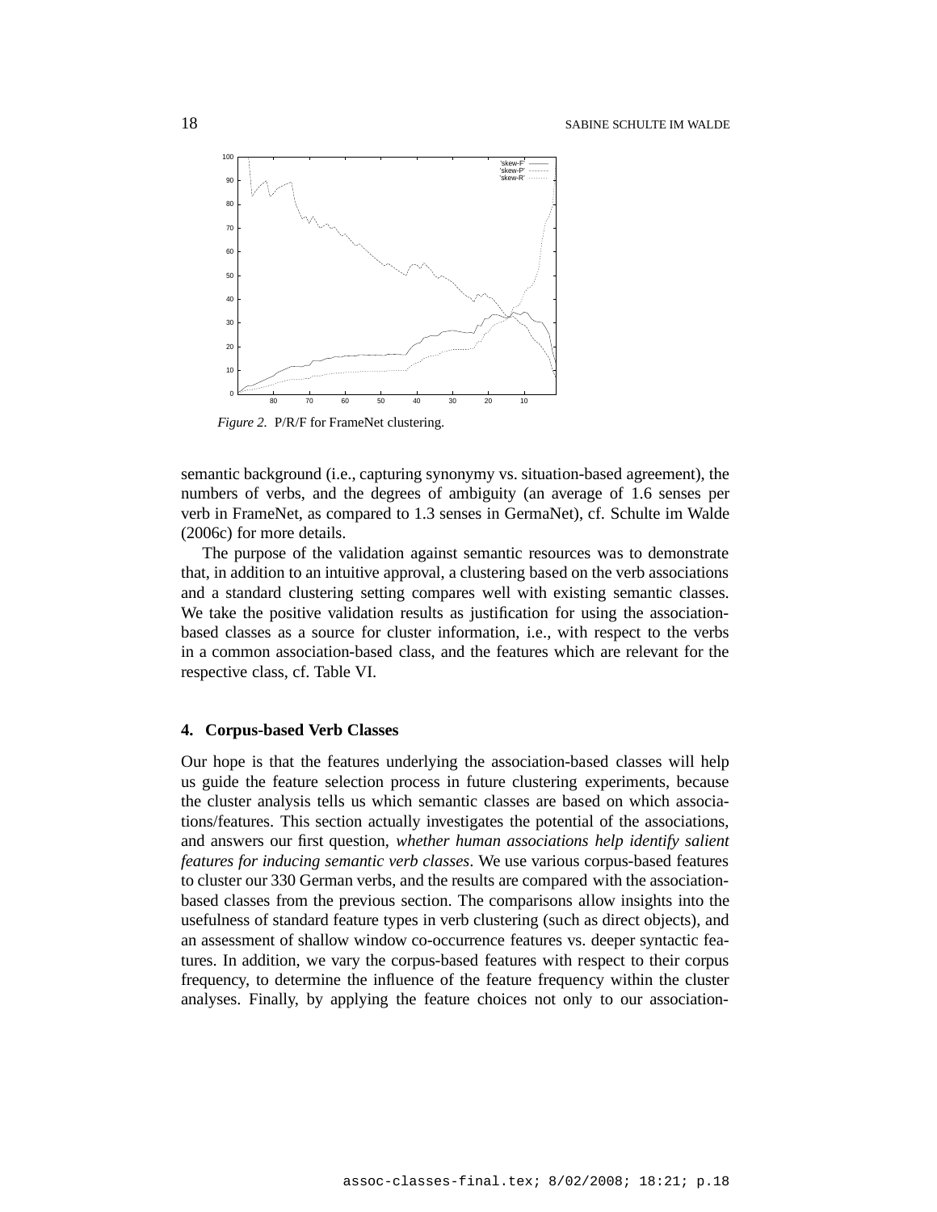*Figure 2.* P/R/F for FrameNet clustering.

semantic background (i.e., capturing synonymy vs. situation-based agreement), the numbers of verbs, and the degrees of ambiguity (an average of 1.6 senses per verb in FrameNet, as compared to 1.3 senses in GermaNet), cf. Schulte im Walde (2006c) for more details.

The purpose of the validation against semantic resources was to demonstrate that, in addition to an intuitive approval, a clustering based on the verb associations and a standard clustering setting compares well with existing semantic classes. We take the positive validation results as justification for using the association-based classes as a source for cluster information, i.e., with respect to the verbs in a common association-based class, and the features which are relevant for the respective class, cf. Table VI.

## 4. Corpus-based Verb Classes

Our hope is that the features underlying the association-based classes will help us guide the feature selection process in future clustering experiments, because the cluster analysis tells us which semantic classes are based on which associations/features. This section actually investigates the potential of the associations, and answers our first question, *whether human associations help identify salient features for inducing semantic verb classes*. We use various corpus-based features to cluster our 330 German verbs, and the results are compared with the association-based classes from the previous section. The comparisons allow insights into the usefulness of standard feature types in verb clustering (such as direct objects), and an assessment of shallow window co-occurrence features vs. deeper syntactic features. In addition, we vary the corpus-based features with respect to their corpus frequency, to determine the influence of the feature frequency within the cluster analyses. Finally, by applying the feature choices not only to our association-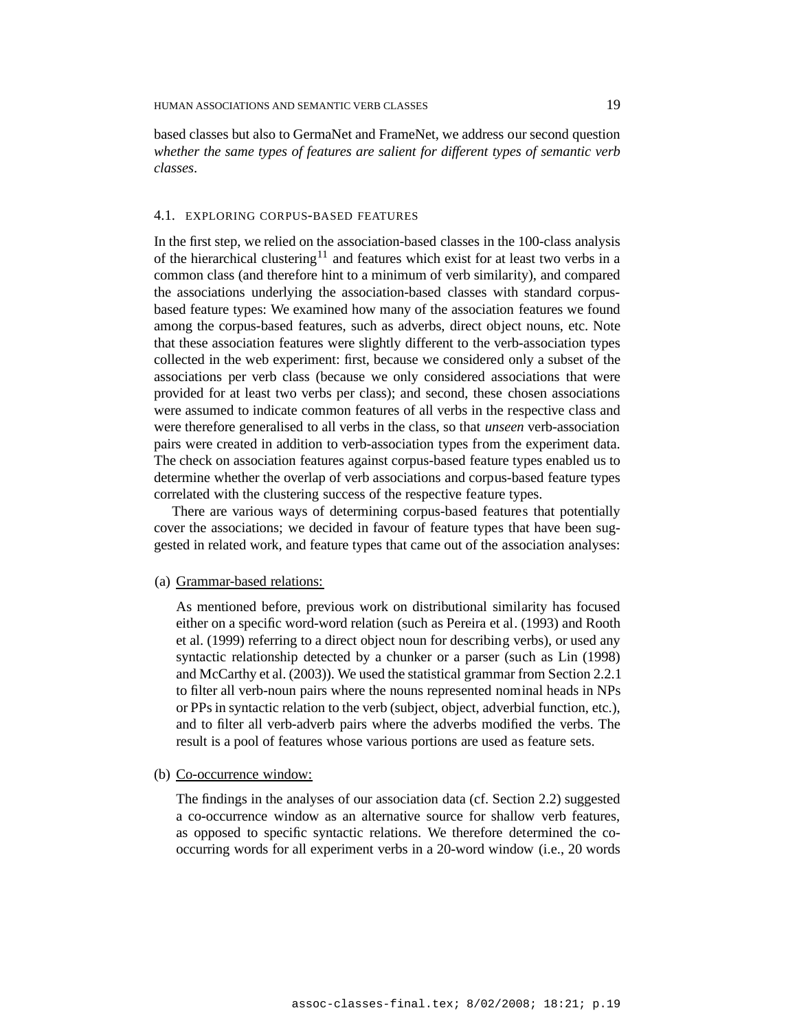based classes but also to GermaNet and FrameNet, we address our second question *whether the same types of features are salient for different types of semantic verb classes*.

### 4.1. Exploring Corpus-Based Features

In the first step, we relied on the association-based classes in the 100-class analysis of the hierarchical clustering[11] and features which exist for at least two verbs in a common class (and therefore hint to a minimum of verb similarity), and compared the associations underlying the association-based classes with standard corpus-based feature types: We examined how many of the association features we found among the corpus-based features, such as adverbs, direct object nouns, etc. Note that these association features were slightly different to the verb-association types collected in the web experiment: first, because we considered only a subset of the associations per verb class (because we only considered associations that were provided for at least two verbs per class); and second, these chosen associations were assumed to indicate common features of all verbs in the respective class and were therefore generalised to all verbs in the class, so that *unseen* verb-association pairs were created in addition to verb-association types from the experiment data. The check on association features against corpus-based feature types enabled us to determine whether the overlap of verb associations and corpus-based feature types correlated with the clustering success of the respective feature types.

There are various ways of determining corpus-based features that potentially cover the associations; we decided in favour of feature types that have been suggested in related work, and feature types that came out of the association analyses:

(a) Grammar-based relations:

As mentioned before, previous work on distributional similarity has focused either on a specific word-word relation (such as Pereira et al. (1993) and Rooth et al. (1999) referring to a direct object noun for describing verbs), or used any syntactic relationship detected by a chunker or a parser (such as Lin (1998) and McCarthy et al. (2003)). We used the statistical grammar from Section 2.2.1 to filter all verb-noun pairs where the nouns represented nominal heads in NPs or PPs in syntactic relation to the verb (subject, object, adverbial function, etc.), and to filter all verb-adverb pairs where the adverbs modified the verbs. The result is a pool of features whose various portions are used as feature sets.

(b) Co-occurrence window:

The findings in the analyses of our association data (cf. Section 2.2) suggested a co-occurrence window as an alternative source for shallow verb features, as opposed to specific syntactic relations. We therefore determined the co-occurring words for all experiment verbs in a 20-word window (i.e., 20 words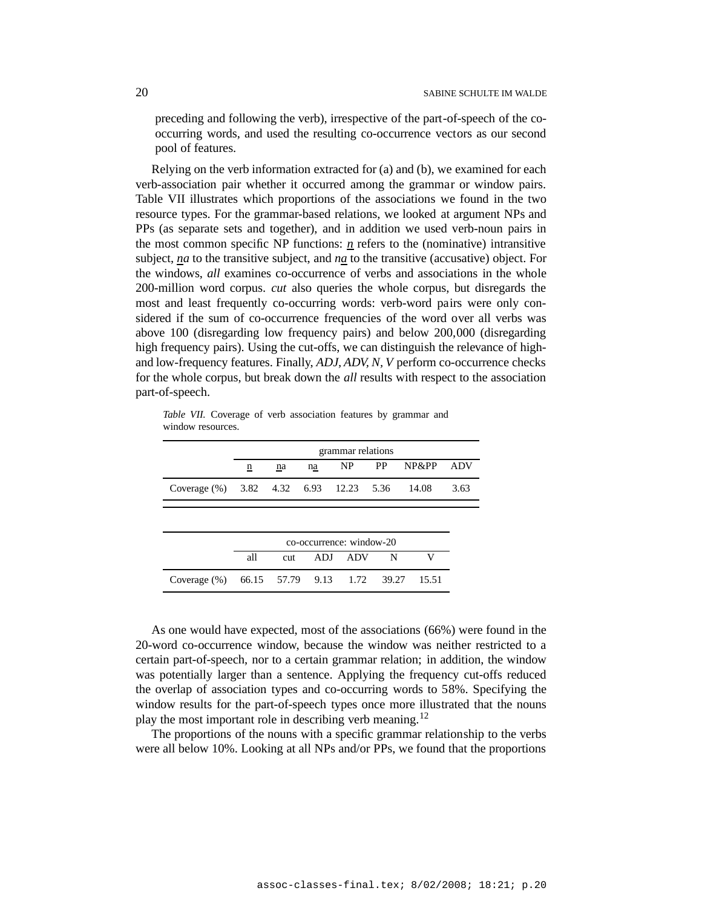preceding and following the verb), irrespective of the part-of-speech of the co-occurring words, and used the resulting co-occurrence vectors as our second pool of features.

Relying on the verb information extracted for (a) and (b), we examined for each verb-association pair whether it occurred among the grammar or window pairs. Table VII illustrates which proportions of the associations we found in the two resource types. For the grammar-based relations, we looked at argument NPs and PPs (as separate sets and together), and in addition we used verb-noun pairs in the most common specific NP functions: *n* refers to the (nominative) intransitive subject, *na* to the transitive subject, and *na* to the transitive (accusative) object. For the windows, *all* examines co-occurrence of verbs and associations in the whole 200-million word corpus. *cut* also queries the whole corpus, but disregards the most and least frequently co-occurring words: verb-word pairs were only considered if the sum of co-occurrence frequencies of the word over all verbs was above 100 (disregarding low frequency pairs) and below 200,000 (disregarding high frequency pairs). Using the cut-offs, we can distinguish the relevance of high- and low-frequency features. Finally, *ADJ, ADV, N, V* perform co-occurrence checks for the whole corpus, but break down the *all* results with respect to the association part-of-speech.

*Table VII.* Coverage of verb association features by grammar and window resources.

| | grammar relations | | | | | | |
|---|---|---|---|---|---|---|---|
| | n | na | na | NP | PP | NP&PP | ADV |
| Coverage (%) | 3.82 | 4.32 | 6.93 | 12.23 | 5.36 | 14.08 | 3.63 |

| | co-occurrence: window-20 | | | | | |
|---|---|---|---|---|---|---|
| | all | cut | ADJ | ADV | N | V |
| Coverage (%) | 66.15 | 57.79 | 9.13 | 1.72 | 39.27 | 15.51 |

As one would have expected, most of the associations (66%) were found in the 20-word co-occurrence window, because the window was neither restricted to a certain part-of-speech, nor to a certain grammar relation; in addition, the window was potentially larger than a sentence. Applying the frequency cut-offs reduced the overlap of association types and co-occurring words to 58%. Specifying the window results for the part-of-speech types once more illustrated that the nouns play the most important role in describing verb meaning.[12]

The proportions of the nouns with a specific grammar relationship to the verbs were all below 10%. Looking at all NPs and/or PPs, we found that the proportions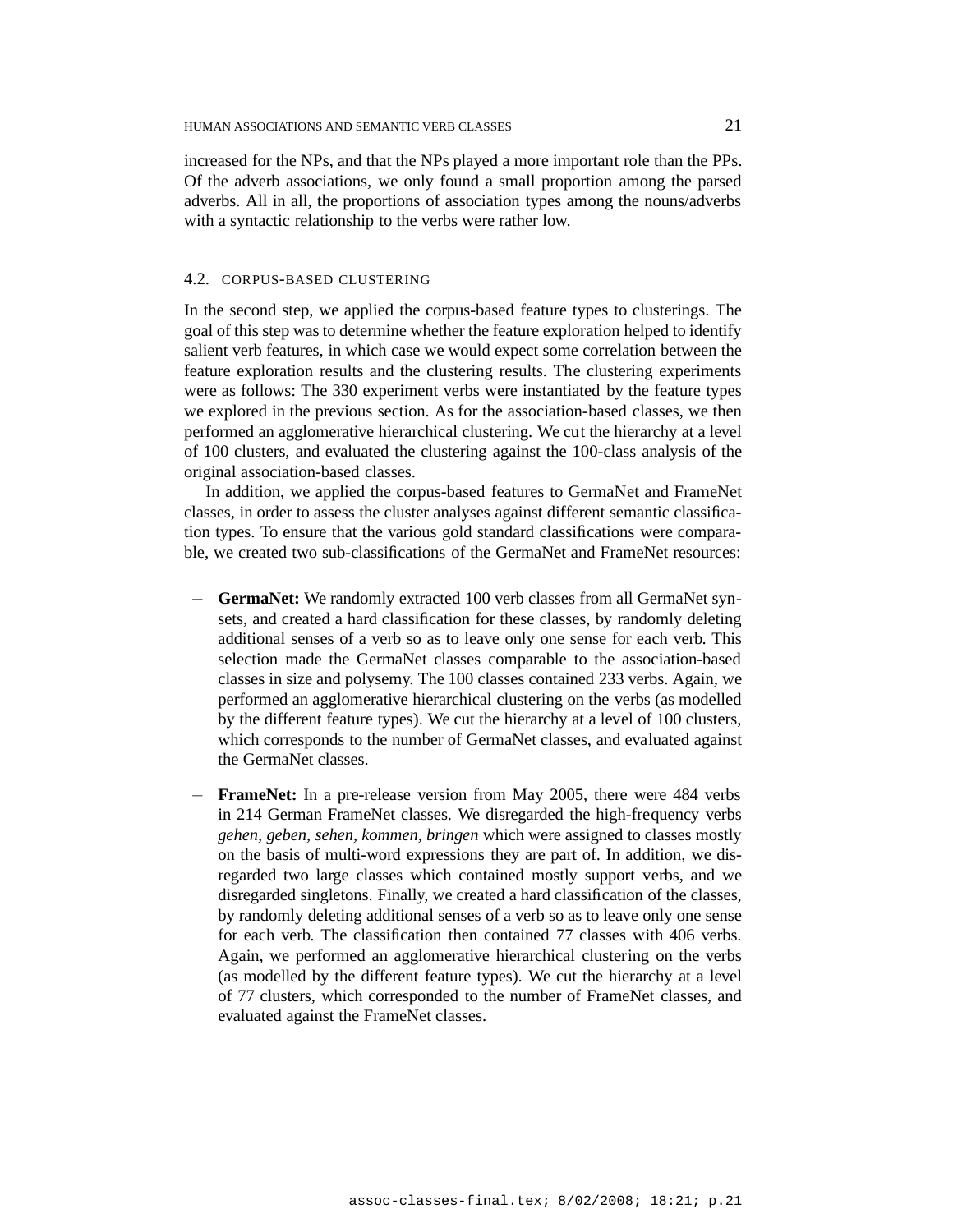increased for the NPs, and that the NPs played a more important role than the PPs. Of the adverb associations, we only found a small proportion among the parsed adverbs. All in all, the proportions of association types among the nouns/adverbs with a syntactic relationship to the verbs were rather low.

### 4.2. CORPUS-BASED CLUSTERING

In the second step, we applied the corpus-based feature types to clusterings. The goal of this step was to determine whether the feature exploration helped to identify salient verb features, in which case we would expect some correlation between the feature exploration results and the clustering results. The clustering experiments were as follows: The 330 experiment verbs were instantiated by the feature types we explored in the previous section. As for the association-based classes, we then performed an agglomerative hierarchical clustering. We cut the hierarchy at a level of 100 clusters, and evaluated the clustering against the 100-class analysis of the original association-based classes.

In addition, we applied the corpus-based features to GermaNet and FrameNet classes, in order to assess the cluster analyses against different semantic classification types. To ensure that the various gold standard classifications were comparable, we created two sub-classifications of the GermaNet and FrameNet resources:

- **GermaNet:** We randomly extracted 100 verb classes from all GermaNet synsets, and created a hard classification for these classes, by randomly deleting additional senses of a verb so as to leave only one sense for each verb. This selection made the GermaNet classes comparable to the association-based classes in size and polysemy. The 100 classes contained 233 verbs. Again, we performed an agglomerative hierarchical clustering on the verbs (as modelled by the different feature types). We cut the hierarchy at a level of 100 clusters, which corresponds to the number of GermaNet classes, and evaluated against the GermaNet classes.

- **FrameNet:** In a pre-release version from May 2005, there were 484 verbs in 214 German FrameNet classes. We disregarded the high-frequency verbs *gehen, geben, sehen, kommen, bringen* which were assigned to classes mostly on the basis of multi-word expressions they are part of. In addition, we disregarded two large classes which contained mostly support verbs, and we disregarded singletons. Finally, we created a hard classification of the classes, by randomly deleting additional senses of a verb so as to leave only one sense for each verb. The classification then contained 77 classes with 406 verbs. Again, we performed an agglomerative hierarchical clustering on the verbs (as modelled by the different feature types). We cut the hierarchy at a level of 77 clusters, which corresponded to the number of FrameNet classes, and evaluated against the FrameNet classes.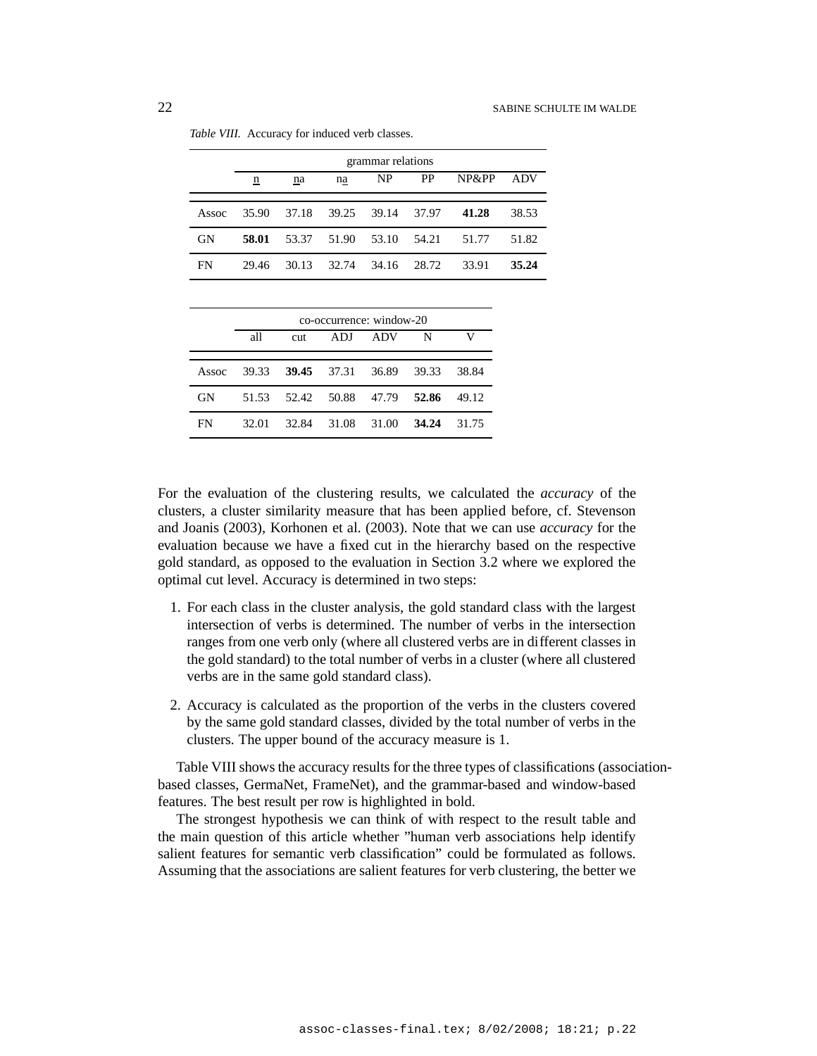*Table VIII.* Accuracy for induced verb classes.

| | grammar relations | | | | | | |
|---|---|---|---|---|---|---|---|
| | n | na | na | NP | PP | NP&PP | ADV |
| Assoc | 35.90 | 37.18 | 39.25 | 39.14 | 37.97 | **41.28** | 38.53 |
| GN | **58.01** | 53.37 | 51.90 | 53.10 | 54.21 | 51.77 | 51.82 |
| FN | 29.46 | 30.13 | 32.74 | 34.16 | 28.72 | 33.91 | **35.24** |

| | co-occurrence: window-20 | | | | | |
|---|---|---|---|---|---|---|
| | all | cut | ADJ | ADV | N | V |
| Assoc | 39.33 | **39.45** | 37.31 | 36.89 | 39.33 | 38.84 |
| GN | 51.53 | 52.42 | 50.88 | 47.79 | **52.86** | 49.12 |
| FN | 32.01 | 32.84 | 31.08 | 31.00 | **34.24** | 31.75 |

For the evaluation of the clustering results, we calculated the *accuracy* of the clusters, a cluster similarity measure that has been applied before, cf. Stevenson and Joanis (2003), Korhonen et al. (2003). Note that we can use *accuracy* for the evaluation because we have a fixed cut in the hierarchy based on the respective gold standard, as opposed to the evaluation in Section 3.2 where we explored the optimal cut level. Accuracy is determined in two steps:

1. For each class in the cluster analysis, the gold standard class with the largest intersection of verbs is determined. The number of verbs in the intersection ranges from one verb only (where all clustered verbs are in different classes in the gold standard) to the total number of verbs in a cluster (where all clustered verbs are in the same gold standard class).

2. Accuracy is calculated as the proportion of the verbs in the clusters covered by the same gold standard classes, divided by the total number of verbs in the clusters. The upper bound of the accuracy measure is 1.

Table VIII shows the accuracy results for the three types of classifications (association-based classes, GermaNet, FrameNet), and the grammar-based and window-based features. The best result per row is highlighted in bold.

The strongest hypothesis we can think of with respect to the result table and the main question of this article whether "human verb associations help identify salient features for semantic verb classification" could be formulated as follows. Assuming that the associations are salient features for verb clustering, the better we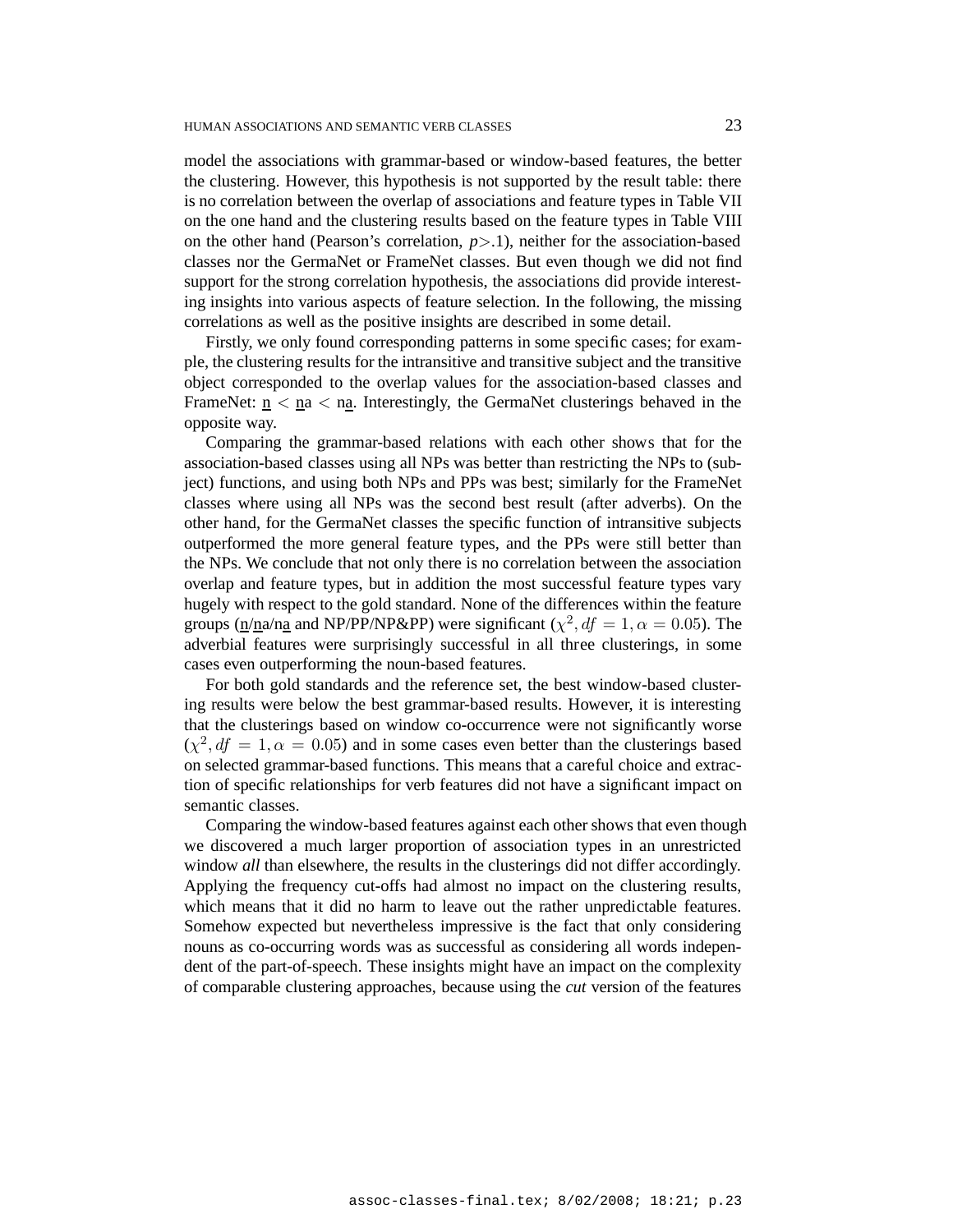model the associations with grammar-based or window-based features, the better the clustering. However, this hypothesis is not supported by the result table: there is no correlation between the overlap of associations and feature types in Table VII on the one hand and the clustering results based on the feature types in Table VIII on the other hand (Pearson's correlation, $p>.1$), neither for the association-based classes nor the GermaNet or FrameNet classes. But even though we did not find support for the strong correlation hypothesis, the associations did provide interesting insights into various aspects of feature selection. In the following, the missing correlations as well as the positive insights are described in some detail.

Firstly, we only found corresponding patterns in some specific cases; for example, the clustering results for the intransitive and transitive subject and the transitive object corresponded to the overlap values for the association-based classes and FrameNet: $\underline{\text{n}} < \underline{\text{n}}\text{a} < \text{n}\underline{\text{a}}$. Interestingly, the GermaNet clusterings behaved in the opposite way.

Comparing the grammar-based relations with each other shows that for the association-based classes using all NPs was better than restricting the NPs to (subject) functions, and using both NPs and PPs was best; similarly for the FrameNet classes where using all NPs was the second best result (after adverbs). On the other hand, for the GermaNet classes the specific function of intransitive subjects outperformed the more general feature types, and the PPs were still better than the NPs. We conclude that not only there is no correlation between the association overlap and feature types, but in addition the most successful feature types vary hugely with respect to the gold standard. None of the differences within the feature groups ($\underline{\text{n}}$/$\underline{\text{n}}$a/n$\underline{\text{a}}$ and NP/PP/NP&PP) were significant ($\chi^2, df = 1, \alpha = 0.05$). The adverbial features were surprisingly successful in all three clusterings, in some cases even outperforming the noun-based features.

For both gold standards and the reference set, the best window-based clustering results were below the best grammar-based results. However, it is interesting that the clusterings based on window co-occurrence were not significantly worse ($\chi^2, df = 1, \alpha = 0.05$) and in some cases even better than the clusterings based on selected grammar-based functions. This means that a careful choice and extraction of specific relationships for verb features did not have a significant impact on semantic classes.

Comparing the window-based features against each other shows that even though we discovered a much larger proportion of association types in an unrestricted window *all* than elsewhere, the results in the clusterings did not differ accordingly. Applying the frequency cut-offs had almost no impact on the clustering results, which means that it did no harm to leave out the rather unpredictable features. Somehow expected but nevertheless impressive is the fact that only considering nouns as co-occurring words was as successful as considering all words independent of the part-of-speech. These insights might have an impact on the complexity of comparable clustering approaches, because using the *cut* version of the features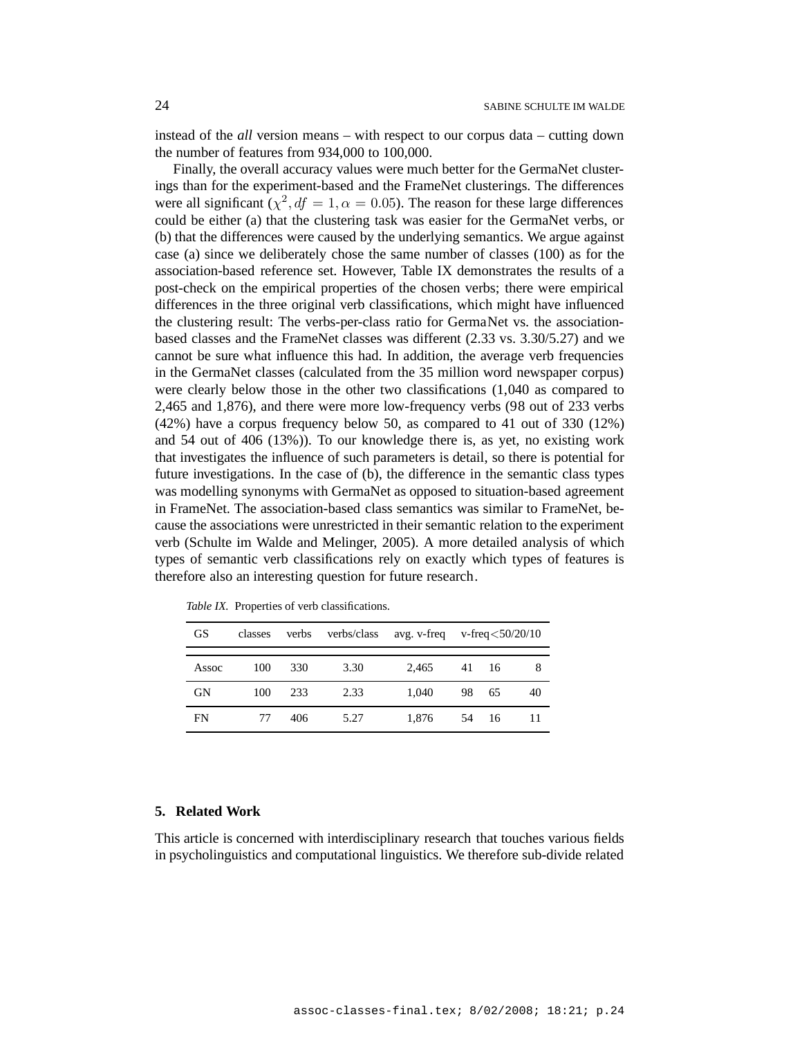instead of the *all* version means – with respect to our corpus data – cutting down the number of features from 934,000 to 100,000.

Finally, the overall accuracy values were much better for the GermaNet clusterings than for the experiment-based and the FrameNet clusterings. The differences were all significant ($\chi^2, df = 1, \alpha = 0.05$). The reason for these large differences could be either (a) that the clustering task was easier for the GermaNet verbs, or (b) that the differences were caused by the underlying semantics. We argue against case (a) since we deliberately chose the same number of classes (100) as for the association-based reference set. However, Table IX demonstrates the results of a post-check on the empirical properties of the chosen verbs; there were empirical differences in the three original verb classifications, which might have influenced the clustering result: The verbs-per-class ratio for GermaNet vs. the association-based classes and the FrameNet classes was different (2.33 vs. 3.30/5.27) and we cannot be sure what influence this had. In addition, the average verb frequencies in the GermaNet classes (calculated from the 35 million word newspaper corpus) were clearly below those in the other two classifications (1,040 as compared to 2,465 and 1,876), and there were more low-frequency verbs (98 out of 233 verbs (42%) have a corpus frequency below 50, as compared to 41 out of 330 (12%) and 54 out of 406 (13%)). To our knowledge there is, as yet, no existing work that investigates the influence of such parameters is detail, so there is potential for future investigations. In the case of (b), the difference in the semantic class types was modelling synonyms with GermaNet as opposed to situation-based agreement in FrameNet. The association-based class semantics was similar to FrameNet, because the associations were unrestricted in their semantic relation to the experiment verb (Schulte im Walde and Melinger, 2005). A more detailed analysis of which types of semantic verb classifications rely on exactly which types of features is therefore also an interesting question for future research.

*Table IX.* Properties of verb classifications.

| GS | classes | verbs | verbs/class | avg. v-freq | v-freq<50/20/10 | | |
|---|---|---|---|---|---|---|---|
| Assoc | 100 | 330 | 3.30 | 2,465 | 41 | 16 | 8 |
| GN | 100 | 233 | 2.33 | 1,040 | 98 | 65 | 40 |
| FN | 77 | 406 | 5.27 | 1,876 | 54 | 16 | 11 |

## 5. Related Work

This article is concerned with interdisciplinary research that touches various fields in psycholinguistics and computational linguistics. We therefore sub-divide related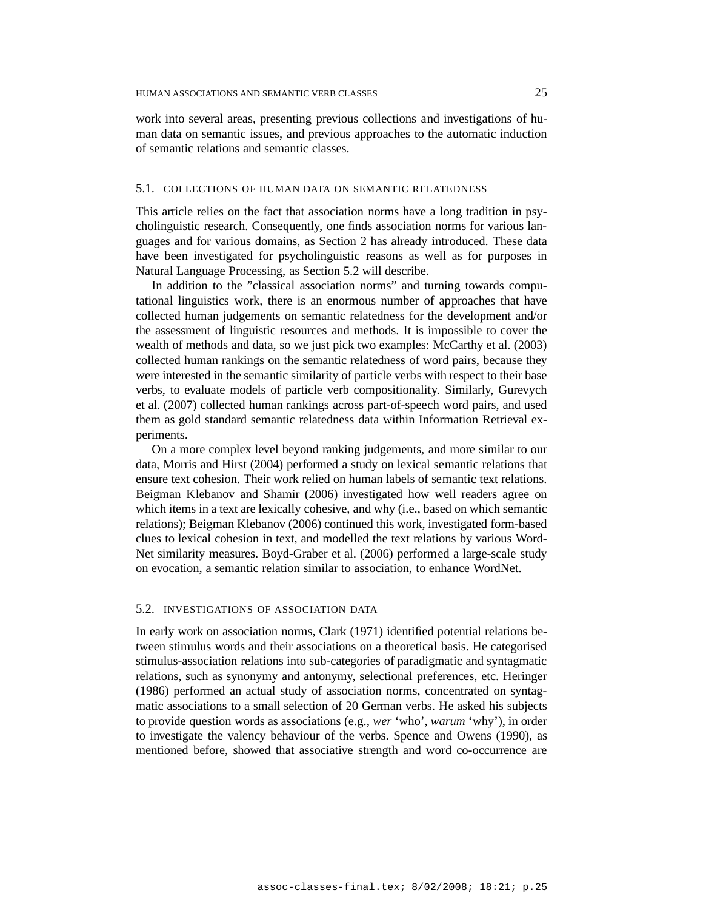work into several areas, presenting previous collections and investigations of human data on semantic issues, and previous approaches to the automatic induction of semantic relations and semantic classes.

### 5.1. Collections of Human Data on Semantic Relatedness

This article relies on the fact that association norms have a long tradition in psycholinguistic research. Consequently, one finds association norms for various languages and for various domains, as Section 2 has already introduced. These data have been investigated for psycholinguistic reasons as well as for purposes in Natural Language Processing, as Section 5.2 will describe.

In addition to the "classical association norms" and turning towards computational linguistics work, there is an enormous number of approaches that have collected human judgements on semantic relatedness for the development and/or the assessment of linguistic resources and methods. It is impossible to cover the wealth of methods and data, so we just pick two examples: McCarthy et al. (2003) collected human rankings on the semantic relatedness of word pairs, because they were interested in the semantic similarity of particle verbs with respect to their base verbs, to evaluate models of particle verb compositionality. Similarly, Gurevych et al. (2007) collected human rankings across part-of-speech word pairs, and used them as gold standard semantic relatedness data within Information Retrieval experiments.

On a more complex level beyond ranking judgements, and more similar to our data, Morris and Hirst (2004) performed a study on lexical semantic relations that ensure text cohesion. Their work relied on human labels of semantic text relations. Beigman Klebanov and Shamir (2006) investigated how well readers agree on which items in a text are lexically cohesive, and why (i.e., based on which semantic relations); Beigman Klebanov (2006) continued this work, investigated form-based clues to lexical cohesion in text, and modelled the text relations by various WordNet similarity measures. Boyd-Graber et al. (2006) performed a large-scale study on evocation, a semantic relation similar to association, to enhance WordNet.

### 5.2. Investigations of Association Data

In early work on association norms, Clark (1971) identified potential relations between stimulus words and their associations on a theoretical basis. He categorised stimulus-association relations into sub-categories of paradigmatic and syntagmatic relations, such as synonymy and antonymy, selectional preferences, etc. Heringer (1986) performed an actual study of association norms, concentrated on syntagmatic associations to a small selection of 20 German verbs. He asked his subjects to provide question words as associations (e.g., *wer* 'who', *warum* 'why'), in order to investigate the valency behaviour of the verbs. Spence and Owens (1990), as mentioned before, showed that associative strength and word co-occurrence are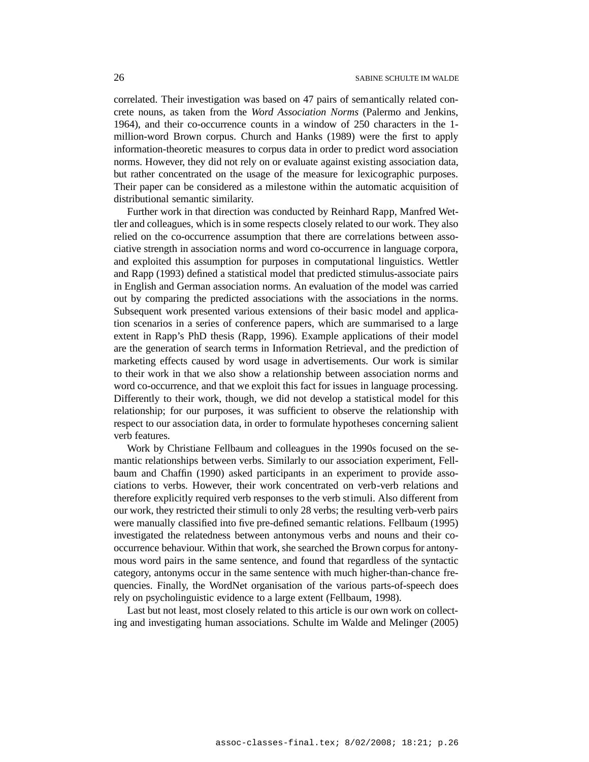correlated. Their investigation was based on 47 pairs of semantically related concrete nouns, as taken from the *Word Association Norms* (Palermo and Jenkins, 1964), and their co-occurrence counts in a window of 250 characters in the 1-million-word Brown corpus. Church and Hanks (1989) were the first to apply information-theoretic measures to corpus data in order to predict word association norms. However, they did not rely on or evaluate against existing association data, but rather concentrated on the usage of the measure for lexicographic purposes. Their paper can be considered as a milestone within the automatic acquisition of distributional semantic similarity.

Further work in that direction was conducted by Reinhard Rapp, Manfred Wettler and colleagues, which is in some respects closely related to our work. They also relied on the co-occurrence assumption that there are correlations between associative strength in association norms and word co-occurrence in language corpora, and exploited this assumption for purposes in computational linguistics. Wettler and Rapp (1993) defined a statistical model that predicted stimulus-associate pairs in English and German association norms. An evaluation of the model was carried out by comparing the predicted associations with the associations in the norms. Subsequent work presented various extensions of their basic model and application scenarios in a series of conference papers, which are summarised to a large extent in Rapp's PhD thesis (Rapp, 1996). Example applications of their model are the generation of search terms in Information Retrieval, and the prediction of marketing effects caused by word usage in advertisements. Our work is similar to their work in that we also show a relationship between association norms and word co-occurrence, and that we exploit this fact for issues in language processing. Differently to their work, though, we did not develop a statistical model for this relationship; for our purposes, it was sufficient to observe the relationship with respect to our association data, in order to formulate hypotheses concerning salient verb features.

Work by Christiane Fellbaum and colleagues in the 1990s focused on the semantic relationships between verbs. Similarly to our association experiment, Fellbaum and Chaffin (1990) asked participants in an experiment to provide associations to verbs. However, their work concentrated on verb-verb relations and therefore explicitly required verb responses to the verb stimuli. Also different from our work, they restricted their stimuli to only 28 verbs; the resulting verb-verb pairs were manually classified into five pre-defined semantic relations. Fellbaum (1995) investigated the relatedness between antonymous verbs and nouns and their co-occurrence behaviour. Within that work, she searched the Brown corpus for antonymous word pairs in the same sentence, and found that regardless of the syntactic category, antonyms occur in the same sentence with much higher-than-chance frequencies. Finally, the WordNet organisation of the various parts-of-speech does rely on psycholinguistic evidence to a large extent (Fellbaum, 1998).

Last but not least, most closely related to this article is our own work on collecting and investigating human associations. Schulte im Walde and Melinger (2005)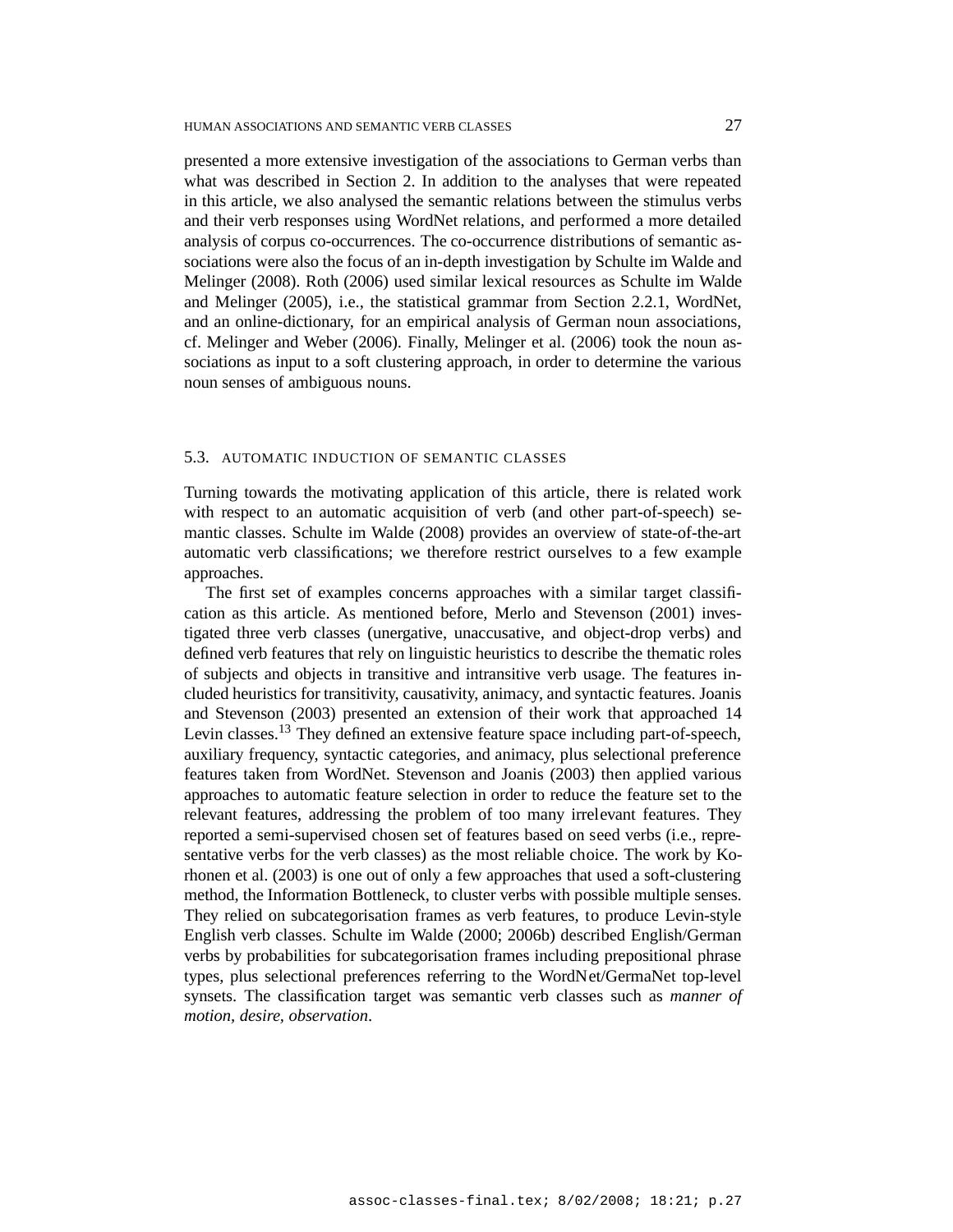presented a more extensive investigation of the associations to German verbs than what was described in Section 2. In addition to the analyses that were repeated in this article, we also analysed the semantic relations between the stimulus verbs and their verb responses using WordNet relations, and performed a more detailed analysis of corpus co-occurrences. The co-occurrence distributions of semantic associations were also the focus of an in-depth investigation by Schulte im Walde and Melinger (2008). Roth (2006) used similar lexical resources as Schulte im Walde and Melinger (2005), i.e., the statistical grammar from Section 2.2.1, WordNet, and an online-dictionary, for an empirical analysis of German noun associations, cf. Melinger and Weber (2006). Finally, Melinger et al. (2006) took the noun associations as input to a soft clustering approach, in order to determine the various noun senses of ambiguous nouns.

### 5.3. Automatic Induction of Semantic Classes

Turning towards the motivating application of this article, there is related work with respect to an automatic acquisition of verb (and other part-of-speech) semantic classes. Schulte im Walde (2008) provides an overview of state-of-the-art automatic verb classifications; we therefore restrict ourselves to a few example approaches.

The first set of examples concerns approaches with a similar target classification as this article. As mentioned before, Merlo and Stevenson (2001) investigated three verb classes (unergative, unaccusative, and object-drop verbs) and defined verb features that rely on linguistic heuristics to describe the thematic roles of subjects and objects in transitive and intransitive verb usage. The features included heuristics for transitivity, causativity, animacy, and syntactic features. Joanis and Stevenson (2003) presented an extension of their work that approached 14 Levin classes.[13] They defined an extensive feature space including part-of-speech, auxiliary frequency, syntactic categories, and animacy, plus selectional preference features taken from WordNet. Stevenson and Joanis (2003) then applied various approaches to automatic feature selection in order to reduce the feature set to the relevant features, addressing the problem of too many irrelevant features. They reported a semi-supervised chosen set of features based on seed verbs (i.e., representative verbs for the verb classes) as the most reliable choice. The work by Korhonen et al. (2003) is one out of only a few approaches that used a soft-clustering method, the Information Bottleneck, to cluster verbs with possible multiple senses. They relied on subcategorisation frames as verb features, to produce Levin-style English verb classes. Schulte im Walde (2000; 2006b) described English/German verbs by probabilities for subcategorisation frames including prepositional phrase types, plus selectional preferences referring to the WordNet/GermaNet top-level synsets. The classification target was semantic verb classes such as *manner of motion*, *desire*, *observation*.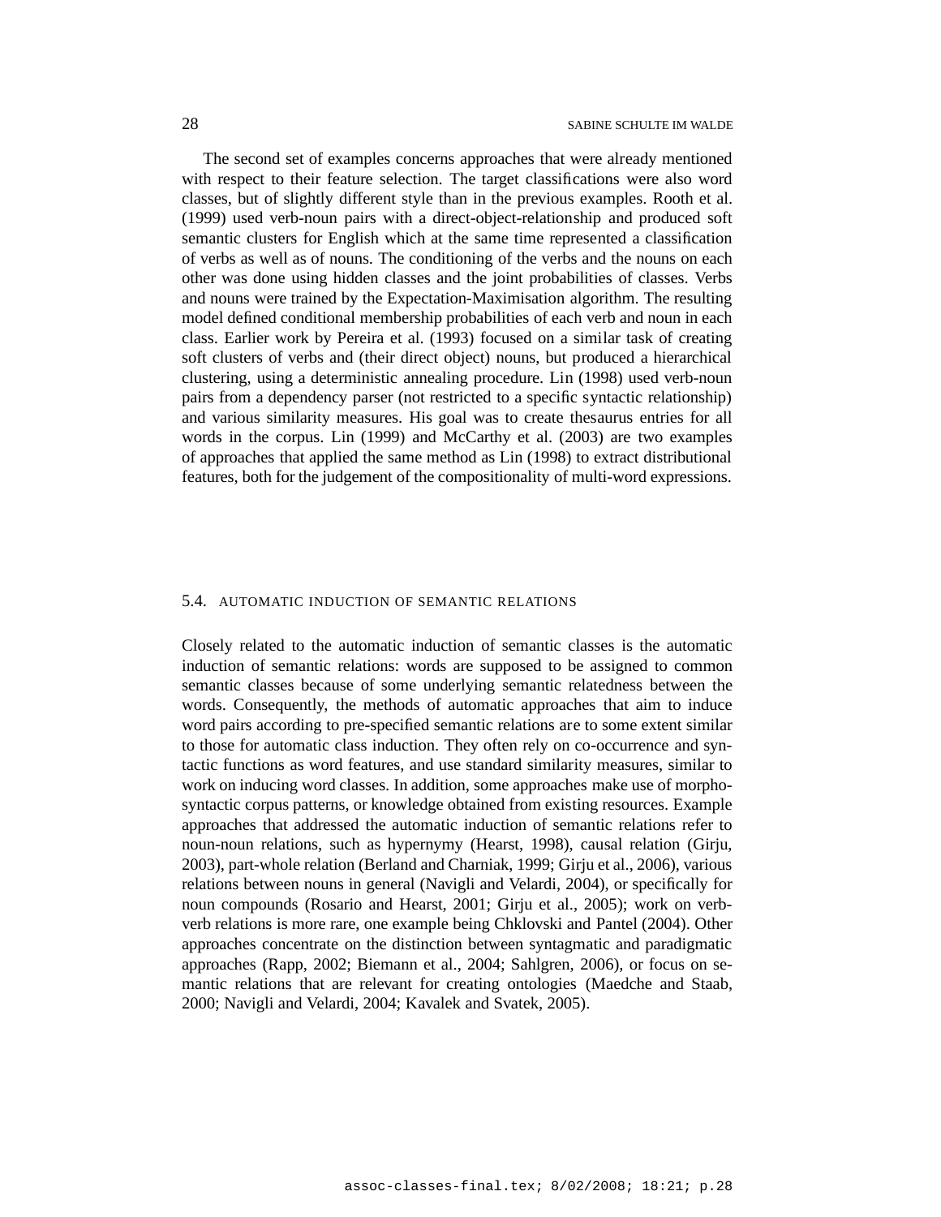The second set of examples concerns approaches that were already mentioned with respect to their feature selection. The target classifications were also word classes, but of slightly different style than in the previous examples. Rooth et al. (1999) used verb-noun pairs with a direct-object-relationship and produced soft semantic clusters for English which at the same time represented a classification of verbs as well as of nouns. The conditioning of the verbs and the nouns on each other was done using hidden classes and the joint probabilities of classes. Verbs and nouns were trained by the Expectation-Maximisation algorithm. The resulting model defined conditional membership probabilities of each verb and noun in each class. Earlier work by Pereira et al. (1993) focused on a similar task of creating soft clusters of verbs and (their direct object) nouns, but produced a hierarchical clustering, using a deterministic annealing procedure. Lin (1998) used verb-noun pairs from a dependency parser (not restricted to a specific syntactic relationship) and various similarity measures. His goal was to create thesaurus entries for all words in the corpus. Lin (1999) and McCarthy et al. (2003) are two examples of approaches that applied the same method as Lin (1998) to extract distributional features, both for the judgement of the compositionality of multi-word expressions.

## 5.4. AUTOMATIC INDUCTION OF SEMANTIC RELATIONS

Closely related to the automatic induction of semantic classes is the automatic induction of semantic relations: words are supposed to be assigned to common semantic classes because of some underlying semantic relatedness between the words. Consequently, the methods of automatic approaches that aim to induce word pairs according to pre-specified semantic relations are to some extent similar to those for automatic class induction. They often rely on co-occurrence and syntactic functions as word features, and use standard similarity measures, similar to work on inducing word classes. In addition, some approaches make use of morpho-syntactic corpus patterns, or knowledge obtained from existing resources. Example approaches that addressed the automatic induction of semantic relations refer to noun-noun relations, such as hypernymy (Hearst, 1998), causal relation (Girju, 2003), part-whole relation (Berland and Charniak, 1999; Girju et al., 2006), various relations between nouns in general (Navigli and Velardi, 2004), or specifically for noun compounds (Rosario and Hearst, 2001; Girju et al., 2005); work on verb-verb relations is more rare, one example being Chklovski and Pantel (2004). Other approaches concentrate on the distinction between syntagmatic and paradigmatic approaches (Rapp, 2002; Biemann et al., 2004; Sahlgren, 2006), or focus on semantic relations that are relevant for creating ontologies (Maedche and Staab, 2000; Navigli and Velardi, 2004; Kavalek and Svatek, 2005).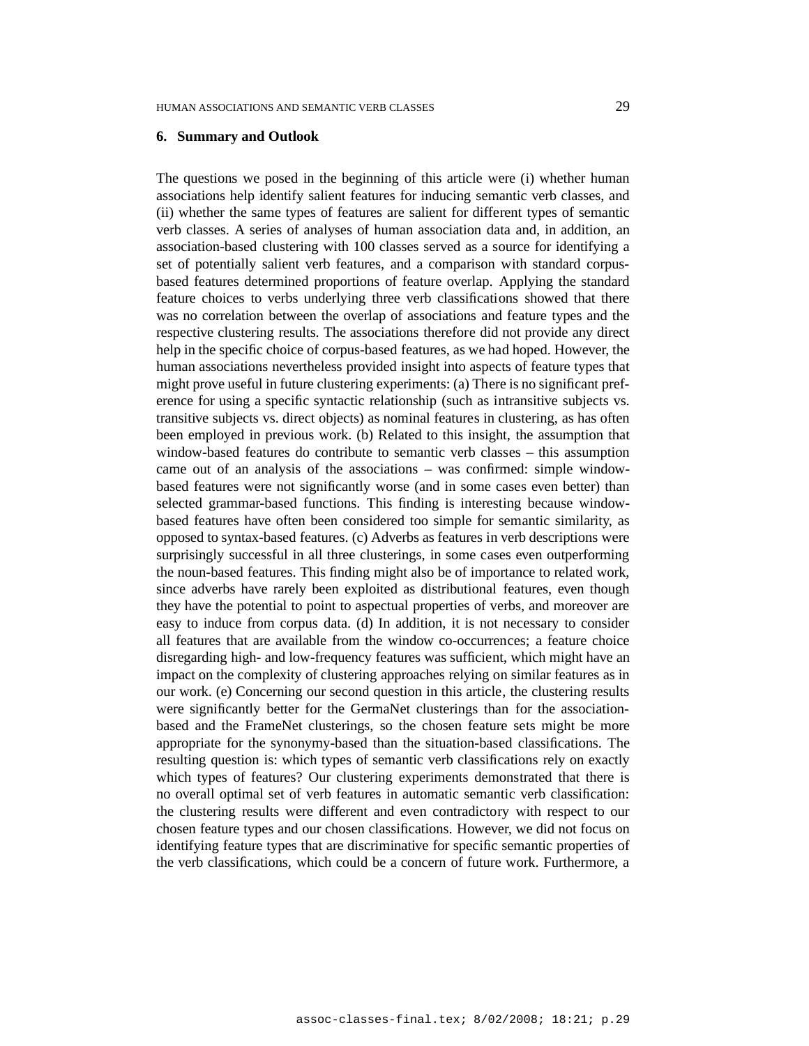## 6. Summary and Outlook

The questions we posed in the beginning of this article were (i) whether human associations help identify salient features for inducing semantic verb classes, and (ii) whether the same types of features are salient for different types of semantic verb classes. A series of analyses of human association data and, in addition, an association-based clustering with 100 classes served as a source for identifying a set of potentially salient verb features, and a comparison with standard corpus-based features determined proportions of feature overlap. Applying the standard feature choices to verbs underlying three verb classifications showed that there was no correlation between the overlap of associations and feature types and the respective clustering results. The associations therefore did not provide any direct help in the specific choice of corpus-based features, as we had hoped. However, the human associations nevertheless provided insight into aspects of feature types that might prove useful in future clustering experiments: (a) There is no significant preference for using a specific syntactic relationship (such as intransitive subjects vs. transitive subjects vs. direct objects) as nominal features in clustering, as has often been employed in previous work. (b) Related to this insight, the assumption that window-based features do contribute to semantic verb classes – this assumption came out of an analysis of the associations – was confirmed: simple window-based features were not significantly worse (and in some cases even better) than selected grammar-based functions. This finding is interesting because window-based features have often been considered too simple for semantic similarity, as opposed to syntax-based features. (c) Adverbs as features in verb descriptions were surprisingly successful in all three clusterings, in some cases even outperforming the noun-based features. This finding might also be of importance to related work, since adverbs have rarely been exploited as distributional features, even though they have the potential to point to aspectual properties of verbs, and moreover are easy to induce from corpus data. (d) In addition, it is not necessary to consider all features that are available from the window co-occurrences; a feature choice disregarding high- and low-frequency features was sufficient, which might have an impact on the complexity of clustering approaches relying on similar features as in our work. (e) Concerning our second question in this article, the clustering results were significantly better for the GermaNet clusterings than for the association-based and the FrameNet clusterings, so the chosen feature sets might be more appropriate for the synonymy-based than the situation-based classifications. The resulting question is: which types of semantic verb classifications rely on exactly which types of features? Our clustering experiments demonstrated that there is no overall optimal set of verb features in automatic semantic verb classification: the clustering results were different and even contradictory with respect to our chosen feature types and our chosen classifications. However, we did not focus on identifying feature types that are discriminative for specific semantic properties of the verb classifications, which could be a concern of future work. Furthermore, a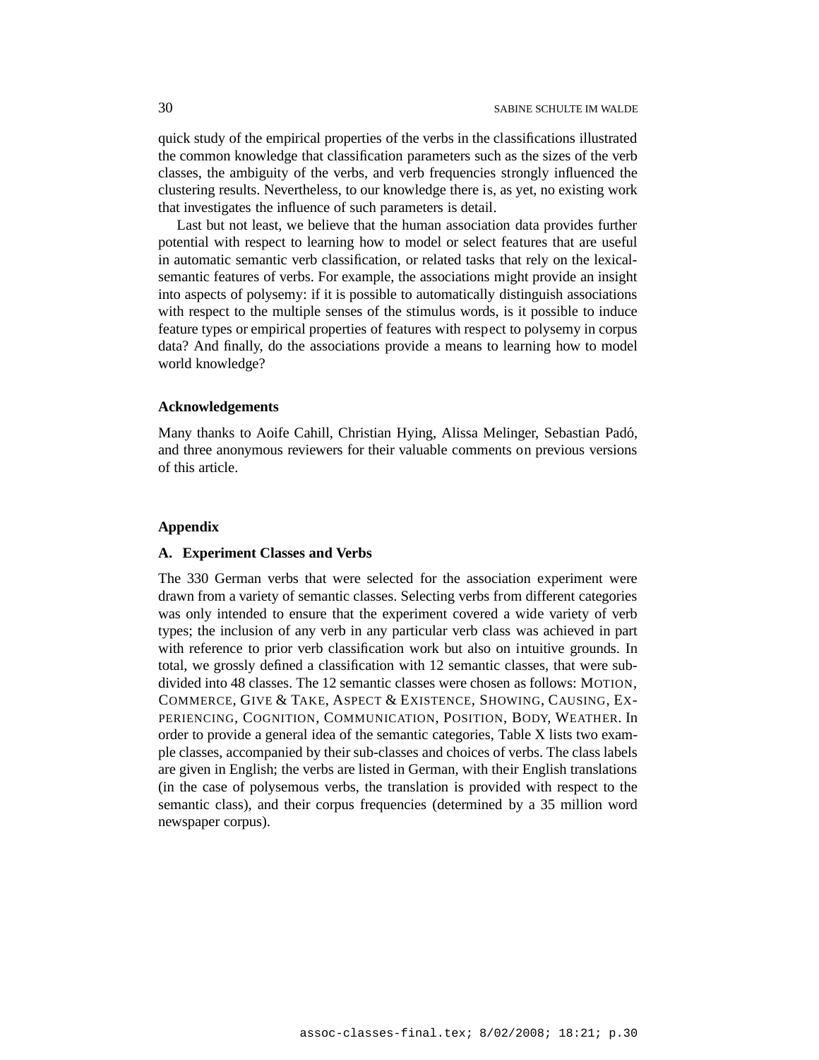quick study of the empirical properties of the verbs in the classifications illustrated the common knowledge that classification parameters such as the sizes of the verb classes, the ambiguity of the verbs, and verb frequencies strongly influenced the clustering results. Nevertheless, to our knowledge there is, as yet, no existing work that investigates the influence of such parameters is detail.

Last but not least, we believe that the human association data provides further potential with respect to learning how to model or select features that are useful in automatic semantic verb classification, or related tasks that rely on the lexical-semantic features of verbs. For example, the associations might provide an insight into aspects of polysemy: if it is possible to automatically distinguish associations with respect to the multiple senses of the stimulus words, is it possible to induce feature types or empirical properties of features with respect to polysemy in corpus data? And finally, do the associations provide a means to learning how to model world knowledge?

#### Acknowledgements

Many thanks to Aoife Cahill, Christian Hying, Alissa Melinger, Sebastian Padó, and three anonymous reviewers for their valuable comments on previous versions of this article.

## Appendix

### A. Experiment Classes and Verbs

The 330 German verbs that were selected for the association experiment were drawn from a variety of semantic classes. Selecting verbs from different categories was only intended to ensure that the experiment covered a wide variety of verb types; the inclusion of any verb in any particular verb class was achieved in part with reference to prior verb classification work but also on intuitive grounds. In total, we grossly defined a classification with 12 semantic classes, that were sub-divided into 48 classes. The 12 semantic classes were chosen as follows: MOTION, COMMERCE, GIVE & TAKE, ASPECT & EXISTENCE, SHOWING, CAUSING, EXPERIENCING, COGNITION, COMMUNICATION, POSITION, BODY, WEATHER. In order to provide a general idea of the semantic categories, Table X lists two example classes, accompanied by their sub-classes and choices of verbs. The class labels are given in English; the verbs are listed in German, with their English translations (in the case of polysemous verbs, the translation is provided with respect to the semantic class), and their corpus frequencies (determined by a 35 million word newspaper corpus).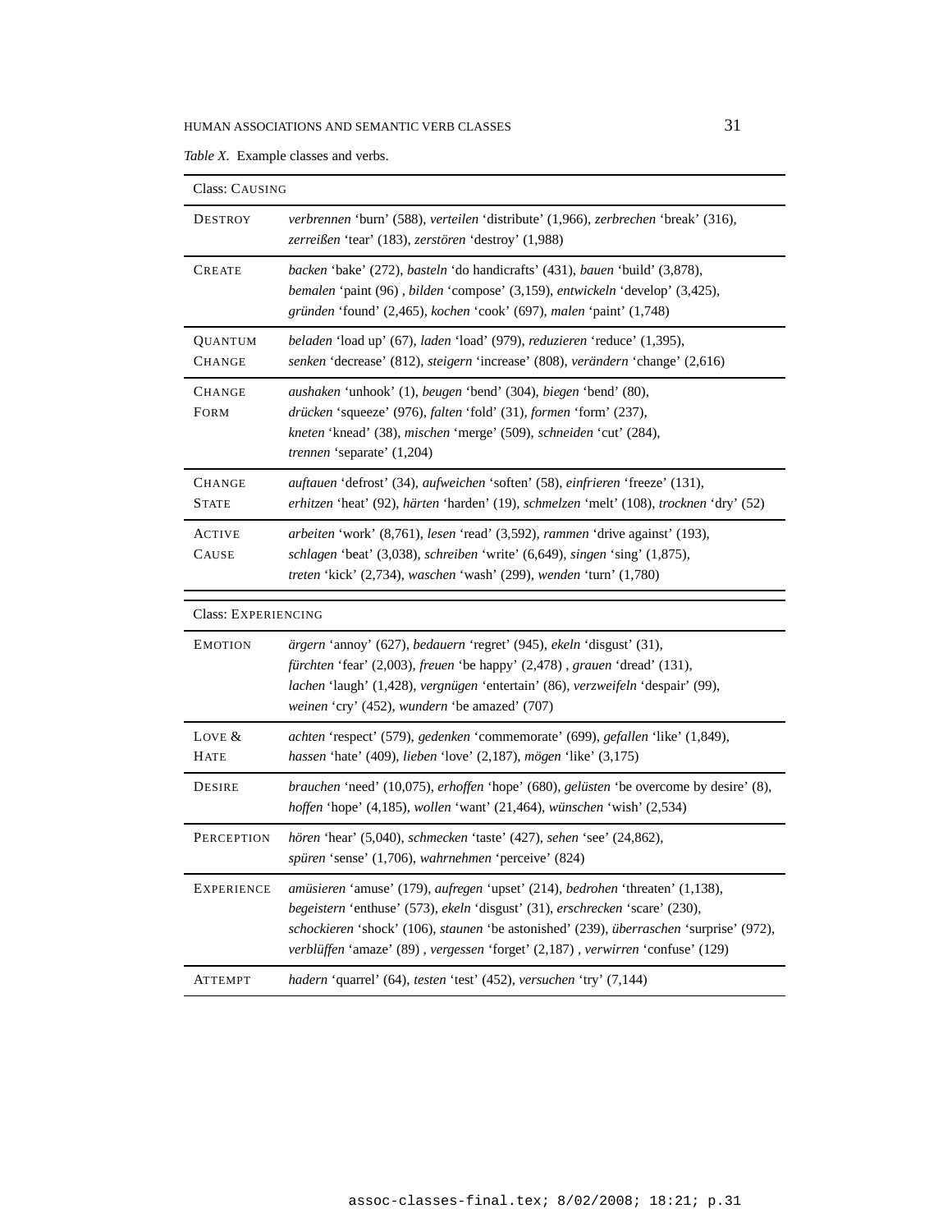*Table X.* Example classes and verbs.

| Class: CAUSING | |
|---|---|
| DESTROY | *verbrennen* 'burn' (588), *verteilen* 'distribute' (1,966), *zerbrechen* 'break' (316), *zerreißen* 'tear' (183), *zerstören* 'destroy' (1,988) |
| CREATE | *backen* 'bake' (272), *basteln* 'do handicrafts' (431), *bauen* 'build' (3,878), *bemalen* 'paint (96) , *bilden* 'compose' (3,159), *entwickeln* 'develop' (3,425), *gründen* 'found' (2,465), *kochen* 'cook' (697), *malen* 'paint' (1,748) |
| QUANTUM CHANGE | *beladen* 'load up' (67), *laden* 'load' (979), *reduzieren* 'reduce' (1,395), *senken* 'decrease' (812), *steigern* 'increase' (808), *verändern* 'change' (2,616) |
| CHANGE FORM | *aushaken* 'unhook' (1), *beugen* 'bend' (304), *biegen* 'bend' (80), *drücken* 'squeeze' (976), *falten* 'fold' (31), *formen* 'form' (237), *kneten* 'knead' (38), *mischen* 'merge' (509), *schneiden* 'cut' (284), *trennen* 'separate' (1,204) |
| CHANGE STATE | *auftauen* 'defrost' (34), *aufweichen* 'soften' (58), *einfrieren* 'freeze' (131), *erhitzen* 'heat' (92), *härten* 'harden' (19), *schmelzen* 'melt' (108), *trocknen* 'dry' (52) |
| ACTIVE CAUSE | *arbeiten* 'work' (8,761), *lesen* 'read' (3,592), *rammen* 'drive against' (193), *schlagen* 'beat' (3,038), *schreiben* 'write' (6,649), *singen* 'sing' (1,875), *treten* 'kick' (2,734), *waschen* 'wash' (299), *wenden* 'turn' (1,780) |
| **Class: EXPERIENCING** | |
| EMOTION | *ärgern* 'annoy' (627), *bedauern* 'regret' (945), *ekeln* 'disgust' (31), *fürchten* 'fear' (2,003), *freuen* 'be happy' (2,478) , *grauen* 'dread' (131), *lachen* 'laugh' (1,428), *vergnügen* 'entertain' (86), *verzweifeln* 'despair' (99), *weinen* 'cry' (452), *wundern* 'be amazed' (707) |
| LOVE & HATE | *achten* 'respect' (579), *gedenken* 'commemorate' (699), *gefallen* 'like' (1,849), *hassen* 'hate' (409), *lieben* 'love' (2,187), *mögen* 'like' (3,175) |
| DESIRE | *brauchen* 'need' (10,075), *erhoffen* 'hope' (680), *gelüsten* 'be overcome by desire' (8), *hoffen* 'hope' (4,185), *wollen* 'want' (21,464), *wünschen* 'wish' (2,534) |
| PERCEPTION | *hören* 'hear' (5,040), *schmecken* 'taste' (427), *sehen* 'see' (24,862), *spüren* 'sense' (1,706), *wahrnehmen* 'perceive' (824) |
| EXPERIENCE | *amüsieren* 'amuse' (179), *aufregen* 'upset' (214), *bedrohen* 'threaten' (1,138), *begeistern* 'enthuse' (573), *ekeln* 'disgust' (31), *erschrecken* 'scare' (230), *schockieren* 'shock' (106), *staunen* 'be astonished' (239), *überraschen* 'surprise' (972), *verblüffen* 'amaze' (89) , *vergessen* 'forget' (2,187) , *verwirren* 'confuse' (129) |
| ATTEMPT | *hadern* 'quarrel' (64), *testen* 'test' (452), *versuchen* 'try' (7,144) |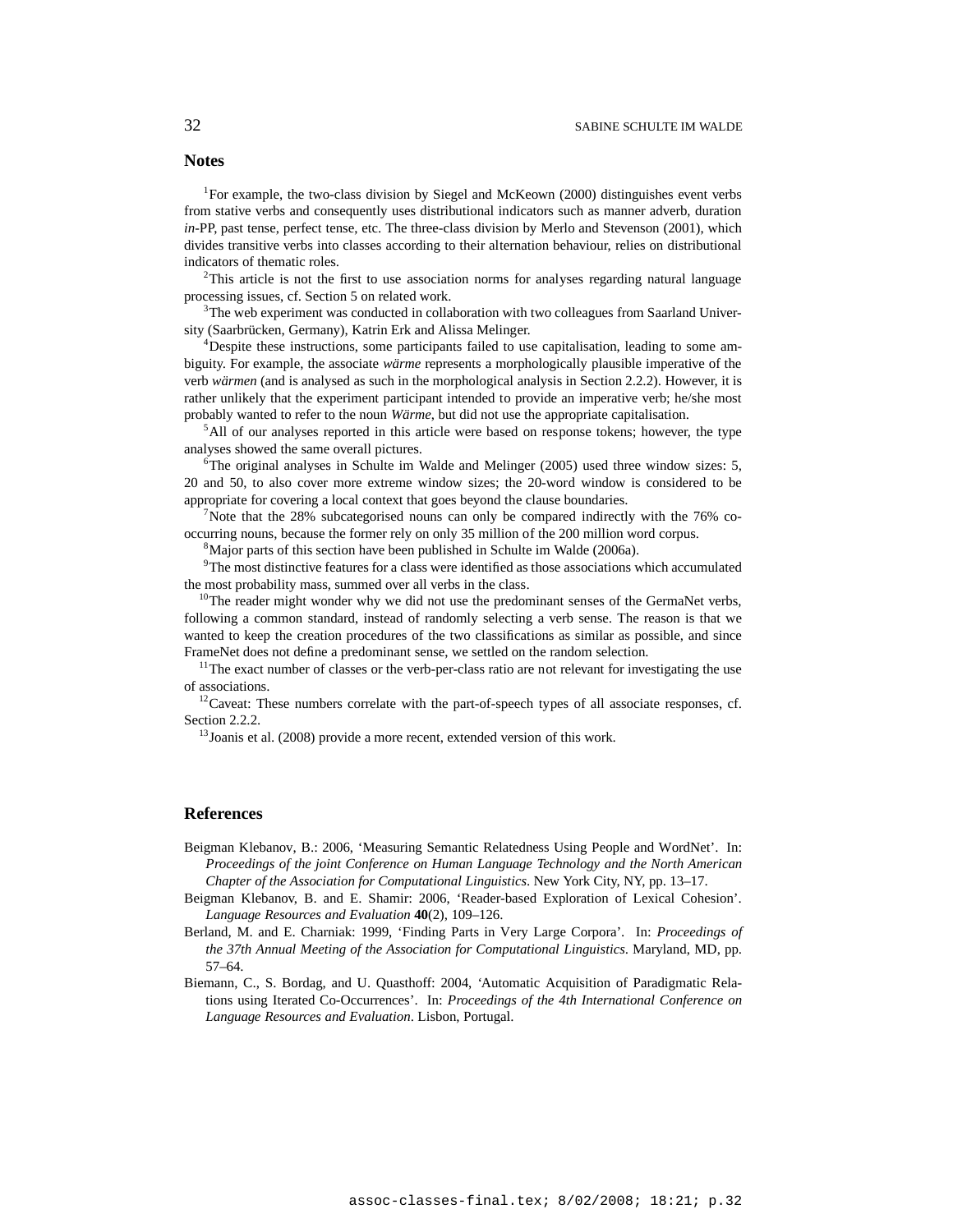## Notes

[1]For example, the two-class division by Siegel and McKeown (2000) distinguishes event verbs from stative verbs and consequently uses distributional indicators such as manner adverb, duration *in*-PP, past tense, perfect tense, etc. The three-class division by Merlo and Stevenson (2001), which divides transitive verbs into classes according to their alternation behaviour, relies on distributional indicators of thematic roles.

[2]This article is not the first to use association norms for analyses regarding natural language processing issues, cf. Section 5 on related work.

[3]The web experiment was conducted in collaboration with two colleagues from Saarland University (Saarbrücken, Germany), Katrin Erk and Alissa Melinger.

[4]Despite these instructions, some participants failed to use capitalisation, leading to some ambiguity. For example, the associate *wärme* represents a morphologically plausible imperative of the verb *wärmen* (and is analysed as such in the morphological analysis in Section 2.2.2). However, it is rather unlikely that the experiment participant intended to provide an imperative verb; he/she most probably wanted to refer to the noun *Wärme*, but did not use the appropriate capitalisation.

[5]All of our analyses reported in this article were based on response tokens; however, the type analyses showed the same overall pictures.

[6]The original analyses in Schulte im Walde and Melinger (2005) used three window sizes: 5, 20 and 50, to also cover more extreme window sizes; the 20-word window is considered to be appropriate for covering a local context that goes beyond the clause boundaries.

[7]Note that the 28% subcategorised nouns can only be compared indirectly with the 76% co-occurring nouns, because the former rely on only 35 million of the 200 million word corpus.

[8]Major parts of this section have been published in Schulte im Walde (2006a).

[9]The most distinctive features for a class were identified as those associations which accumulated the most probability mass, summed over all verbs in the class.

[10]The reader might wonder why we did not use the predominant senses of the GermaNet verbs, following a common standard, instead of randomly selecting a verb sense. The reason is that we wanted to keep the creation procedures of the two classifications as similar as possible, and since FrameNet does not define a predominant sense, we settled on the random selection.

[11]The exact number of classes or the verb-per-class ratio are not relevant for investigating the use of associations.

[12]Caveat: These numbers correlate with the part-of-speech types of all associate responses, cf. Section 2.2.2.

[13]Joanis et al. (2008) provide a more recent, extended version of this work.

## References

Beigman Klebanov, B.: 2006, 'Measuring Semantic Relatedness Using People and WordNet'. In: *Proceedings of the joint Conference on Human Language Technology and the North American Chapter of the Association for Computational Linguistics*. New York City, NY, pp. 13–17.

Beigman Klebanov, B. and E. Shamir: 2006, 'Reader-based Exploration of Lexical Cohesion'. *Language Resources and Evaluation* **40**(2), 109–126.

Berland, M. and E. Charniak: 1999, 'Finding Parts in Very Large Corpora'. In: *Proceedings of the 37th Annual Meeting of the Association for Computational Linguistics*. Maryland, MD, pp. 57–64.

Biemann, C., S. Bordag, and U. Quasthoff: 2004, 'Automatic Acquisition of Paradigmatic Relations using Iterated Co-Occurrences'. In: *Proceedings of the 4th International Conference on Language Resources and Evaluation*. Lisbon, Portugal.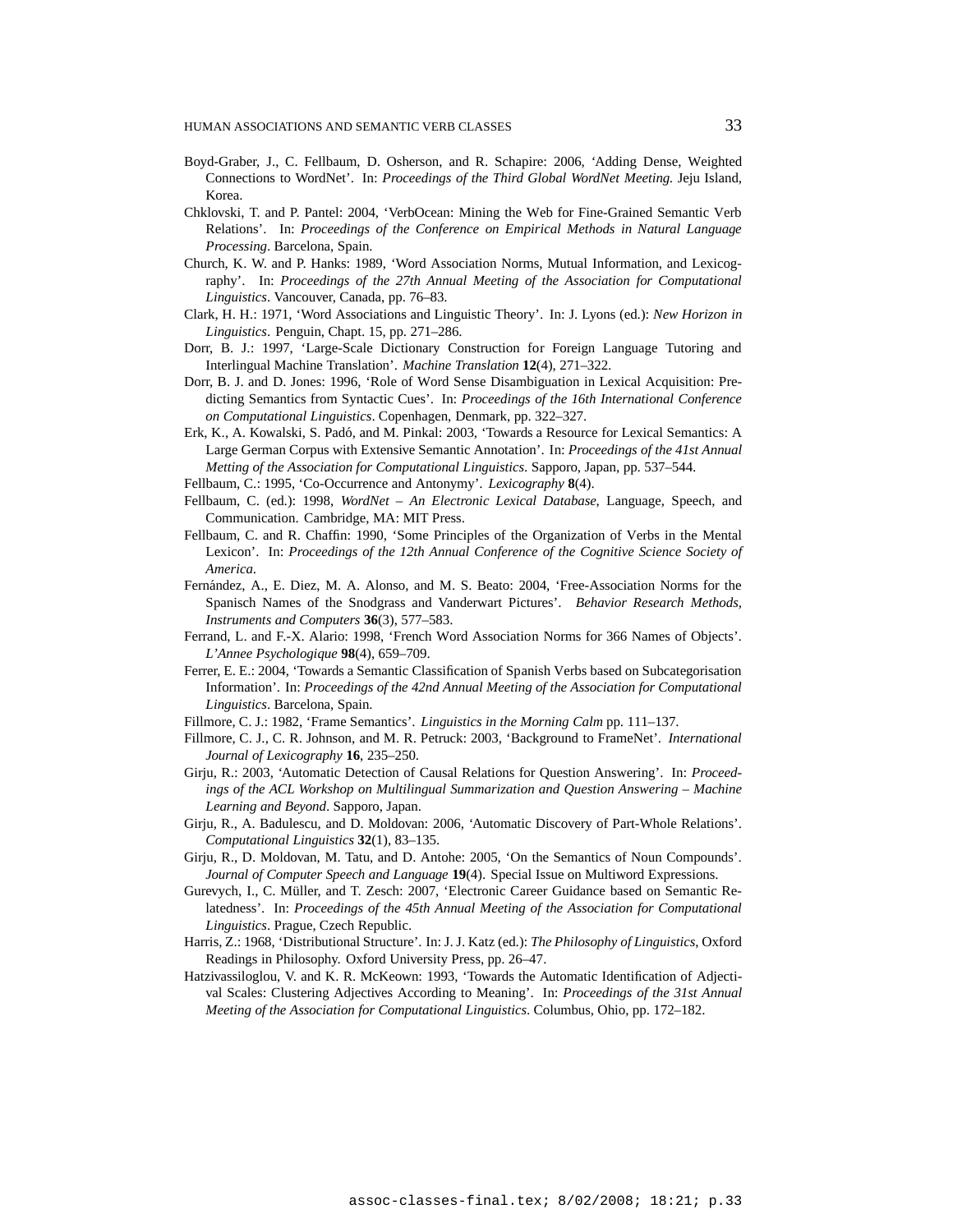Boyd-Graber, J., C. Fellbaum, D. Osherson, and R. Schapire: 2006, 'Adding Dense, Weighted Connections to WordNet'. In: *Proceedings of the Third Global WordNet Meeting.* Jeju Island, Korea.

Chklovski, T. and P. Pantel: 2004, 'VerbOcean: Mining the Web for Fine-Grained Semantic Verb Relations'. In: *Proceedings of the Conference on Empirical Methods in Natural Language Processing*. Barcelona, Spain.

Church, K. W. and P. Hanks: 1989, 'Word Association Norms, Mutual Information, and Lexicography'. In: *Proceedings of the 27th Annual Meeting of the Association for Computational Linguistics*. Vancouver, Canada, pp. 76–83.

Clark, H. H.: 1971, 'Word Associations and Linguistic Theory'. In: J. Lyons (ed.): *New Horizon in Linguistics*. Penguin, Chapt. 15, pp. 271–286.

Dorr, B. J.: 1997, 'Large-Scale Dictionary Construction for Foreign Language Tutoring and Interlingual Machine Translation'. *Machine Translation* **12**(4), 271–322.

Dorr, B. J. and D. Jones: 1996, 'Role of Word Sense Disambiguation in Lexical Acquisition: Predicting Semantics from Syntactic Cues'. In: *Proceedings of the 16th International Conference on Computational Linguistics*. Copenhagen, Denmark, pp. 322–327.

Erk, K., A. Kowalski, S. Padó, and M. Pinkal: 2003, 'Towards a Resource for Lexical Semantics: A Large German Corpus with Extensive Semantic Annotation'. In: *Proceedings of the 41st Annual Metting of the Association for Computational Linguistics*. Sapporo, Japan, pp. 537–544.

Fellbaum, C.: 1995, 'Co-Occurrence and Antonymy'. *Lexicography* **8**(4).

Fellbaum, C. (ed.): 1998, *WordNet – An Electronic Lexical Database*, Language, Speech, and Communication. Cambridge, MA: MIT Press.

Fellbaum, C. and R. Chaffin: 1990, 'Some Principles of the Organization of Verbs in the Mental Lexicon'. In: *Proceedings of the 12th Annual Conference of the Cognitive Science Society of America*.

Fernández, A., E. Diez, M. A. Alonso, and M. S. Beato: 2004, 'Free-Association Norms for the Spanisch Names of the Snodgrass and Vanderwart Pictures'. *Behavior Research Methods, Instruments and Computers* **36**(3), 577–583.

Ferrand, L. and F.-X. Alario: 1998, 'French Word Association Norms for 366 Names of Objects'. *L'Annee Psychologique* **98**(4), 659–709.

Ferrer, E. E.: 2004, 'Towards a Semantic Classification of Spanish Verbs based on Subcategorisation Information'. In: *Proceedings of the 42nd Annual Meeting of the Association for Computational Linguistics*. Barcelona, Spain.

Fillmore, C. J.: 1982, 'Frame Semantics'. *Linguistics in the Morning Calm* pp. 111–137.

Fillmore, C. J., C. R. Johnson, and M. R. Petruck: 2003, 'Background to FrameNet'. *International Journal of Lexicography* **16**, 235–250.

Girju, R.: 2003, 'Automatic Detection of Causal Relations for Question Answering'. In: *Proceedings of the ACL Workshop on Multilingual Summarization and Question Answering – Machine Learning and Beyond*. Sapporo, Japan.

Girju, R., A. Badulescu, and D. Moldovan: 2006, 'Automatic Discovery of Part-Whole Relations'. *Computational Linguistics* **32**(1), 83–135.

Girju, R., D. Moldovan, M. Tatu, and D. Antohe: 2005, 'On the Semantics of Noun Compounds'. *Journal of Computer Speech and Language* **19**(4). Special Issue on Multiword Expressions.

Gurevych, I., C. Müller, and T. Zesch: 2007, 'Electronic Career Guidance based on Semantic Relatedness'. In: *Proceedings of the 45th Annual Meeting of the Association for Computational Linguistics*. Prague, Czech Republic.

Harris, Z.: 1968, 'Distributional Structure'. In: J. J. Katz (ed.): *The Philosophy of Linguistics*, Oxford Readings in Philosophy. Oxford University Press, pp. 26–47.

Hatzivassiloglou, V. and K. R. McKeown: 1993, 'Towards the Automatic Identification of Adjectival Scales: Clustering Adjectives According to Meaning'. In: *Proceedings of the 31st Annual Meeting of the Association for Computational Linguistics*. Columbus, Ohio, pp. 172–182.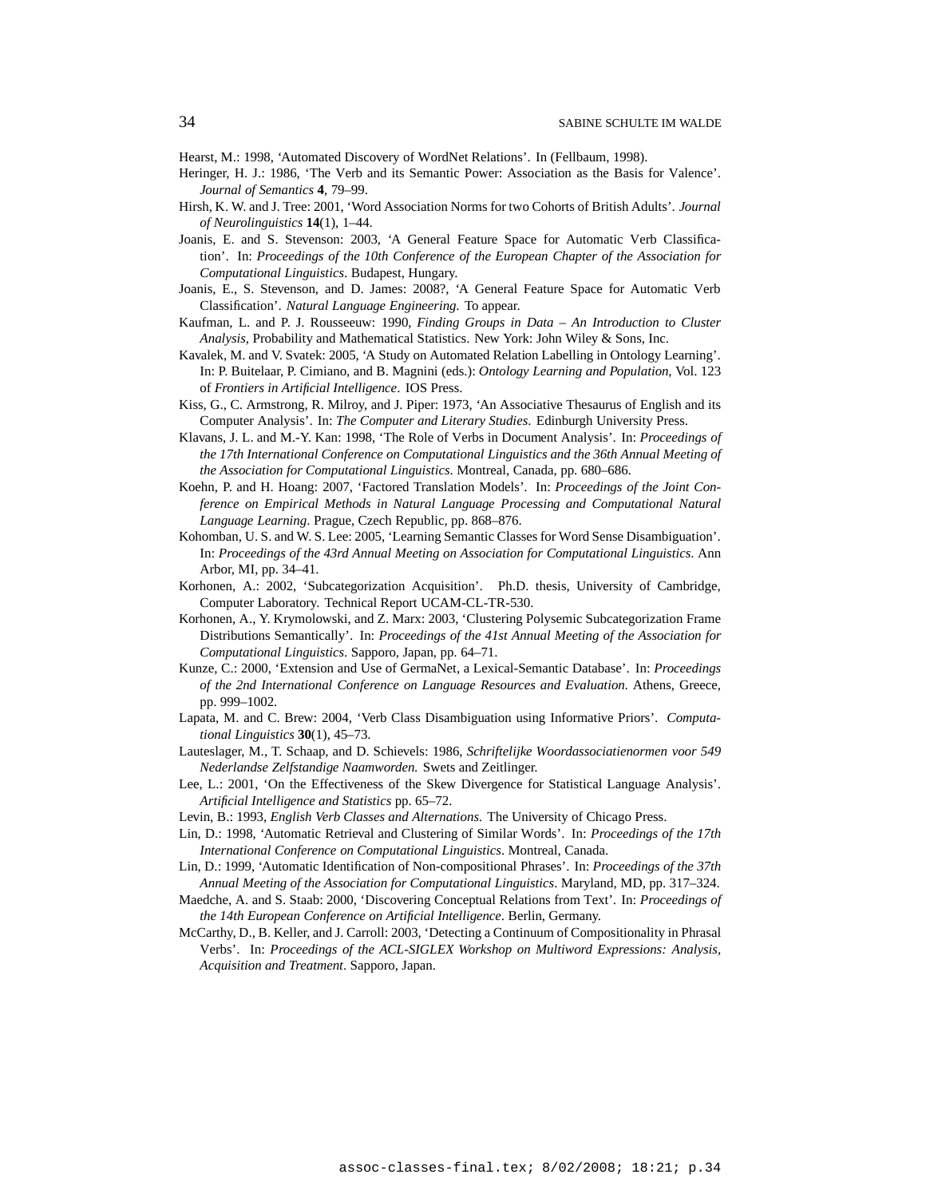Hearst, M.: 1998, 'Automated Discovery of WordNet Relations'. In (Fellbaum, 1998).

Heringer, H. J.: 1986, 'The Verb and its Semantic Power: Association as the Basis for Valence'. *Journal of Semantics* **4**, 79–99.

Hirsh, K. W. and J. Tree: 2001, 'Word Association Norms for two Cohorts of British Adults'. *Journal of Neurolinguistics* **14**(1), 1–44.

Joanis, E. and S. Stevenson: 2003, 'A General Feature Space for Automatic Verb Classification'. In: *Proceedings of the 10th Conference of the European Chapter of the Association for Computational Linguistics*. Budapest, Hungary.

Joanis, E., S. Stevenson, and D. James: 2008?, 'A General Feature Space for Automatic Verb Classification'. *Natural Language Engineering*. To appear.

Kaufman, L. and P. J. Rousseeuw: 1990, *Finding Groups in Data – An Introduction to Cluster Analysis*, Probability and Mathematical Statistics. New York: John Wiley & Sons, Inc.

Kavalek, M. and V. Svatek: 2005, 'A Study on Automated Relation Labelling in Ontology Learning'. In: P. Buitelaar, P. Cimiano, and B. Magnini (eds.): *Ontology Learning and Population*, Vol. 123 of *Frontiers in Artificial Intelligence*. IOS Press.

Kiss, G., C. Armstrong, R. Milroy, and J. Piper: 1973, 'An Associative Thesaurus of English and its Computer Analysis'. In: *The Computer and Literary Studies*. Edinburgh University Press.

Klavans, J. L. and M.-Y. Kan: 1998, 'The Role of Verbs in Document Analysis'. In: *Proceedings of the 17th International Conference on Computational Linguistics and the 36th Annual Meeting of the Association for Computational Linguistics*. Montreal, Canada, pp. 680–686.

Koehn, P. and H. Hoang: 2007, 'Factored Translation Models'. In: *Proceedings of the Joint Conference on Empirical Methods in Natural Language Processing and Computational Natural Language Learning*. Prague, Czech Republic, pp. 868–876.

Kohomban, U. S. and W. S. Lee: 2005, 'Learning Semantic Classes for Word Sense Disambiguation'. In: *Proceedings of the 43rd Annual Meeting on Association for Computational Linguistics*. Ann Arbor, MI, pp. 34–41.

Korhonen, A.: 2002, 'Subcategorization Acquisition'. Ph.D. thesis, University of Cambridge, Computer Laboratory. Technical Report UCAM-CL-TR-530.

Korhonen, A., Y. Krymolowski, and Z. Marx: 2003, 'Clustering Polysemic Subcategorization Frame Distributions Semantically'. In: *Proceedings of the 41st Annual Meeting of the Association for Computational Linguistics*. Sapporo, Japan, pp. 64–71.

Kunze, C.: 2000, 'Extension and Use of GermaNet, a Lexical-Semantic Database'. In: *Proceedings of the 2nd International Conference on Language Resources and Evaluation*. Athens, Greece, pp. 999–1002.

Lapata, M. and C. Brew: 2004, 'Verb Class Disambiguation using Informative Priors'. *Computational Linguistics* **30**(1), 45–73.

Lauteslager, M., T. Schaap, and D. Schievels: 1986, *Schriftelijke Woordassociatienormen voor 549 Nederlandse Zelfstandige Naamworden.* Swets and Zeitlinger.

Lee, L.: 2001, 'On the Effectiveness of the Skew Divergence for Statistical Language Analysis'. *Artificial Intelligence and Statistics* pp. 65–72.

Levin, B.: 1993, *English Verb Classes and Alternations.* The University of Chicago Press.

Lin, D.: 1998, 'Automatic Retrieval and Clustering of Similar Words'. In: *Proceedings of the 17th International Conference on Computational Linguistics*. Montreal, Canada.

Lin, D.: 1999, 'Automatic Identification of Non-compositional Phrases'. In: *Proceedings of the 37th Annual Meeting of the Association for Computational Linguistics*. Maryland, MD, pp. 317–324.

Maedche, A. and S. Staab: 2000, 'Discovering Conceptual Relations from Text'. In: *Proceedings of the 14th European Conference on Artificial Intelligence*. Berlin, Germany.

McCarthy, D., B. Keller, and J. Carroll: 2003, 'Detecting a Continuum of Compositionality in Phrasal Verbs'. In: *Proceedings of the ACL-SIGLEX Workshop on Multiword Expressions: Analysis, Acquisition and Treatment*. Sapporo, Japan.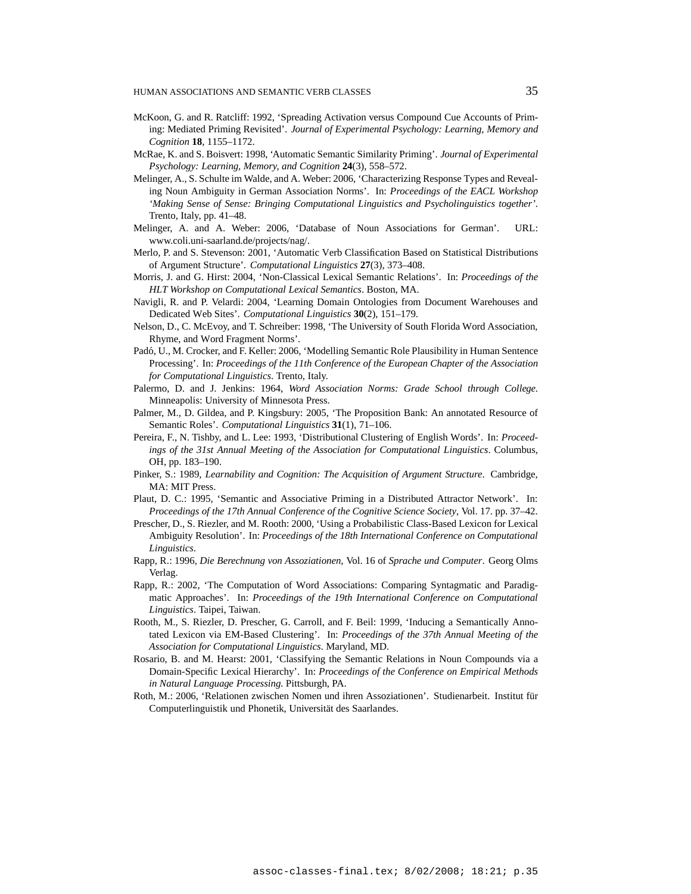McKoon, G. and R. Ratcliff: 1992, 'Spreading Activation versus Compound Cue Accounts of Priming: Mediated Priming Revisited'. *Journal of Experimental Psychology: Learning, Memory and Cognition* **18**, 1155–1172.

McRae, K. and S. Boisvert: 1998, 'Automatic Semantic Similarity Priming'. *Journal of Experimental Psychology: Learning, Memory, and Cognition* **24**(3), 558–572.

Melinger, A., S. Schulte im Walde, and A. Weber: 2006, 'Characterizing Response Types and Revealing Noun Ambiguity in German Association Norms'. In: *Proceedings of the EACL Workshop 'Making Sense of Sense: Bringing Computational Linguistics and Psycholinguistics together'*. Trento, Italy, pp. 41–48.

Melinger, A. and A. Weber: 2006, 'Database of Noun Associations for German'. URL: www.coli.uni-saarland.de/projects/nag/.

Merlo, P. and S. Stevenson: 2001, 'Automatic Verb Classification Based on Statistical Distributions of Argument Structure'. *Computational Linguistics* **27**(3), 373–408.

Morris, J. and G. Hirst: 2004, 'Non-Classical Lexical Semantic Relations'. In: *Proceedings of the HLT Workshop on Computational Lexical Semantics*. Boston, MA.

Navigli, R. and P. Velardi: 2004, 'Learning Domain Ontologies from Document Warehouses and Dedicated Web Sites'. *Computational Linguistics* **30**(2), 151–179.

Nelson, D., C. McEvoy, and T. Schreiber: 1998, 'The University of South Florida Word Association, Rhyme, and Word Fragment Norms'.

Padó, U., M. Crocker, and F. Keller: 2006, 'Modelling Semantic Role Plausibility in Human Sentence Processing'. In: *Proceedings of the 11th Conference of the European Chapter of the Association for Computational Linguistics*. Trento, Italy.

Palermo, D. and J. Jenkins: 1964, *Word Association Norms: Grade School through College*. Minneapolis: University of Minnesota Press.

Palmer, M., D. Gildea, and P. Kingsbury: 2005, 'The Proposition Bank: An annotated Resource of Semantic Roles'. *Computational Linguistics* **31**(1), 71–106.

Pereira, F., N. Tishby, and L. Lee: 1993, 'Distributional Clustering of English Words'. In: *Proceedings of the 31st Annual Meeting of the Association for Computational Linguistics*. Columbus, OH, pp. 183–190.

Pinker, S.: 1989, *Learnability and Cognition: The Acquisition of Argument Structure*. Cambridge, MA: MIT Press.

Plaut, D. C.: 1995, 'Semantic and Associative Priming in a Distributed Attractor Network'. In: *Proceedings of the 17th Annual Conference of the Cognitive Science Society*, Vol. 17. pp. 37–42.

Prescher, D., S. Riezler, and M. Rooth: 2000, 'Using a Probabilistic Class-Based Lexicon for Lexical Ambiguity Resolution'. In: *Proceedings of the 18th International Conference on Computational Linguistics*.

Rapp, R.: 1996, *Die Berechnung von Assoziationen*, Vol. 16 of *Sprache und Computer*. Georg Olms Verlag.

Rapp, R.: 2002, 'The Computation of Word Associations: Comparing Syntagmatic and Paradigmatic Approaches'. In: *Proceedings of the 19th International Conference on Computational Linguistics*. Taipei, Taiwan.

Rooth, M., S. Riezler, D. Prescher, G. Carroll, and F. Beil: 1999, 'Inducing a Semantically Annotated Lexicon via EM-Based Clustering'. In: *Proceedings of the 37th Annual Meeting of the Association for Computational Linguistics*. Maryland, MD.

Rosario, B. and M. Hearst: 2001, 'Classifying the Semantic Relations in Noun Compounds via a Domain-Specific Lexical Hierarchy'. In: *Proceedings of the Conference on Empirical Methods in Natural Language Processing*. Pittsburgh, PA.

Roth, M.: 2006, 'Relationen zwischen Nomen und ihren Assoziationen'. Studienarbeit. Institut für Computerlinguistik und Phonetik, Universität des Saarlandes.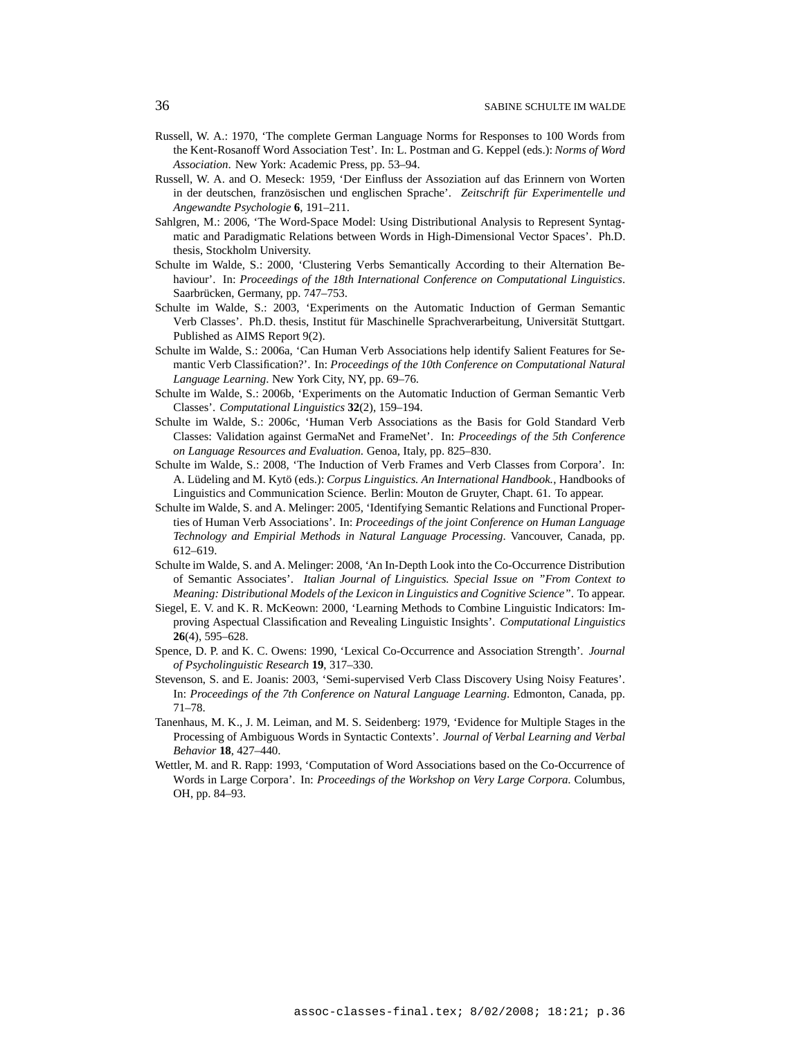Russell, W. A.: 1970, 'The complete German Language Norms for Responses to 100 Words from the Kent-Rosanoff Word Association Test'. In: L. Postman and G. Keppel (eds.): *Norms of Word Association*. New York: Academic Press, pp. 53–94.

Russell, W. A. and O. Meseck: 1959, 'Der Einfluss der Assoziation auf das Erinnern von Worten in der deutschen, französischen und englischen Sprache'. *Zeitschrift für Experimentelle und Angewandte Psychologie* **6**, 191–211.

Sahlgren, M.: 2006, 'The Word-Space Model: Using Distributional Analysis to Represent Syntagmatic and Paradigmatic Relations between Words in High-Dimensional Vector Spaces'. Ph.D. thesis, Stockholm University.

Schulte im Walde, S.: 2000, 'Clustering Verbs Semantically According to their Alternation Behaviour'. In: *Proceedings of the 18th International Conference on Computational Linguistics*. Saarbrücken, Germany, pp. 747–753.

Schulte im Walde, S.: 2003, 'Experiments on the Automatic Induction of German Semantic Verb Classes'. Ph.D. thesis, Institut für Maschinelle Sprachverarbeitung, Universität Stuttgart. Published as AIMS Report 9(2).

Schulte im Walde, S.: 2006a, 'Can Human Verb Associations help identify Salient Features for Semantic Verb Classification?'. In: *Proceedings of the 10th Conference on Computational Natural Language Learning*. New York City, NY, pp. 69–76.

Schulte im Walde, S.: 2006b, 'Experiments on the Automatic Induction of German Semantic Verb Classes'. *Computational Linguistics* **32**(2), 159–194.

Schulte im Walde, S.: 2006c, 'Human Verb Associations as the Basis for Gold Standard Verb Classes: Validation against GermaNet and FrameNet'. In: *Proceedings of the 5th Conference on Language Resources and Evaluation.* Genoa, Italy, pp. 825–830.

Schulte im Walde, S.: 2008, 'The Induction of Verb Frames and Verb Classes from Corpora'. In: A. Lüdeling and M. Kytö (eds.): *Corpus Linguistics. An International Handbook.*, Handbooks of Linguistics and Communication Science. Berlin: Mouton de Gruyter, Chapt. 61. To appear.

Schulte im Walde, S. and A. Melinger: 2005, 'Identifying Semantic Relations and Functional Properties of Human Verb Associations'. In: *Proceedings of the joint Conference on Human Language Technology and Empirial Methods in Natural Language Processing*. Vancouver, Canada, pp. 612–619.

Schulte im Walde, S. and A. Melinger: 2008, 'An In-Depth Look into the Co-Occurrence Distribution of Semantic Associates'. *Italian Journal of Linguistics. Special Issue on "From Context to Meaning: Distributional Models of the Lexicon in Linguistics and Cognitive Science"*. To appear.

Siegel, E. V. and K. R. McKeown: 2000, 'Learning Methods to Combine Linguistic Indicators: Improving Aspectual Classification and Revealing Linguistic Insights'. *Computational Linguistics* **26**(4), 595–628.

Spence, D. P. and K. C. Owens: 1990, 'Lexical Co-Occurrence and Association Strength'. *Journal of Psycholinguistic Research* **19**, 317–330.

Stevenson, S. and E. Joanis: 2003, 'Semi-supervised Verb Class Discovery Using Noisy Features'. In: *Proceedings of the 7th Conference on Natural Language Learning*. Edmonton, Canada, pp. 71–78.

Tanenhaus, M. K., J. M. Leiman, and M. S. Seidenberg: 1979, 'Evidence for Multiple Stages in the Processing of Ambiguous Words in Syntactic Contexts'. *Journal of Verbal Learning and Verbal Behavior* **18**, 427–440.

Wettler, M. and R. Rapp: 1993, 'Computation of Word Associations based on the Co-Occurrence of Words in Large Corpora'. In: *Proceedings of the Workshop on Very Large Corpora*. Columbus, OH, pp. 84–93.